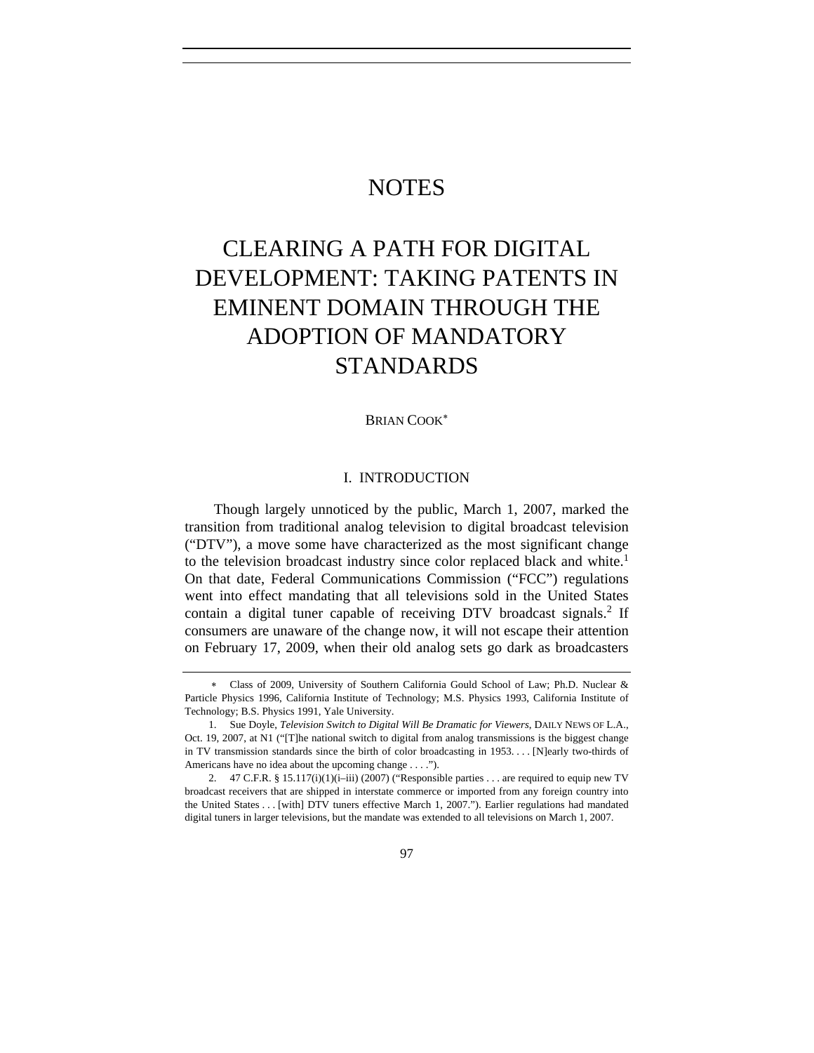# NOTES

# CLEARING A PATH FOR DIGITAL DEVELOPMENT: TAKING PATENTS IN EMINENT DOMAIN THROUGH THE ADOPTION OF MANDATORY STANDARDS

BRIAN COOK[*]

## I. INTRODUCTION

Though largely unnoticed by the public, March 1, 2007, marked the transition from traditional analog television to digital broadcast television ("DTV"), a move some have characterized as the most significant change to the television broadcast industry since color replaced black and white.[1] On that date, Federal Communications Commission ("FCC") regulations went into effect mandating that all televisions sold in the United States contain a digital tuner capable of receiving DTV broadcast signals.[2] If consumers are unaware of the change now, it will not escape their attention on February 17, 2009, when their old analog sets go dark as broadcasters

---

[*] Class of 2009, University of Southern California Gould School of Law; Ph.D. Nuclear & Particle Physics 1996, California Institute of Technology; M.S. Physics 1993, California Institute of Technology; B.S. Physics 1991, Yale University.

1. Sue Doyle, *Television Switch to Digital Will Be Dramatic for Viewers*, DAILY NEWS OF L.A., Oct. 19, 2007, at N1 ("[T]he national switch to digital from analog transmissions is the biggest change in TV transmission standards since the birth of color broadcasting in 1953. . . . [N]early two-thirds of Americans have no idea about the upcoming change . . . .").

2. 47 C.F.R. § 15.117(i)(1)(i–iii) (2007) ("Responsible parties . . . are required to equip new TV broadcast receivers that are shipped in interstate commerce or imported from any foreign country into the United States . . . [with] DTV tuners effective March 1, 2007."). Earlier regulations had mandated digital tuners in larger televisions, but the mandate was extended to all televisions on March 1, 2007.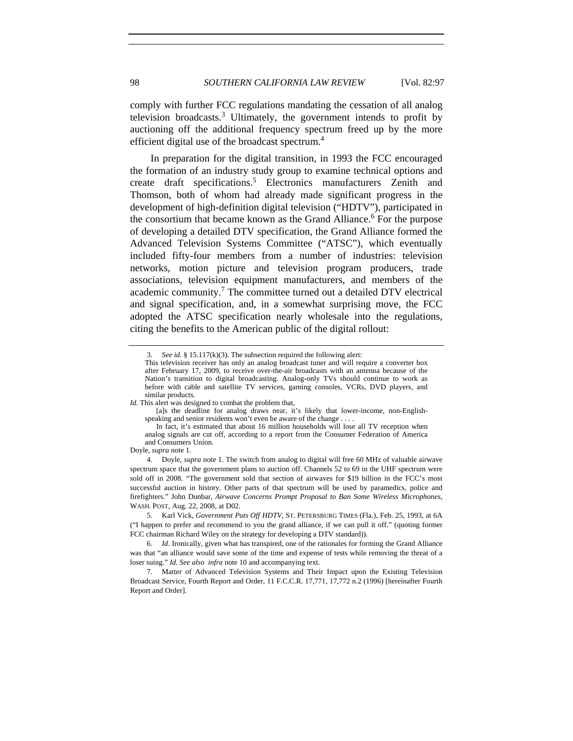comply with further FCC regulations mandating the cessation of all analog television broadcasts.[3] Ultimately, the government intends to profit by auctioning off the additional frequency spectrum freed up by the more efficient digital use of the broadcast spectrum.[4]

In preparation for the digital transition, in 1993 the FCC encouraged the formation of an industry study group to examine technical options and create draft specifications.[5] Electronics manufacturers Zenith and Thomson, both of whom had already made significant progress in the development of high-definition digital television ("HDTV"), participated in the consortium that became known as the Grand Alliance.[6] For the purpose of developing a detailed DTV specification, the Grand Alliance formed the Advanced Television Systems Committee ("ATSC"), which eventually included fifty-four members from a number of industries: television networks, motion picture and television program producers, trade associations, television equipment manufacturers, and members of the academic community.[7] The committee turned out a detailed DTV electrical and signal specification, and, in a somewhat surprising move, the FCC adopted the ATSC specification nearly wholesale into the regulations, citing the benefits to the American public of the digital rollout:

---

3. *See id.* § 15.117(k)(3). The subsection required the following alert:

> This television receiver has only an analog broadcast tuner and will require a converter box after February 17, 2009, to receive over-the-air broadcasts with an antenna because of the Nation's transition to digital broadcasting. Analog-only TVs should continue to work as before with cable and satellite TV services, gaming consoles, VCRs, DVD players, and similar products.

*Id.* This alert was designed to combat the problem that,

> [a]s the deadline for analog draws near, it's likely that lower-income, non-English-speaking and senior residents won't even be aware of the change . . . .
>
> In fact, it's estimated that about 16 million households will lose all TV reception when analog signals are cut off, according to a report from the Consumer Federation of America and Consumers Union.

Doyle, *supra* note 1.

4. Doyle, *supra* note 1. The switch from analog to digital will free 60 MHz of valuable airwave spectrum space that the government plans to auction off. Channels 52 to 69 in the UHF spectrum were sold off in 2008. "The government sold that section of airwaves for $19 billion in the FCC's most successful auction in history. Other parts of that spectrum will be used by paramedics, police and firefighters." John Dunbar, *Airwave Concerns Prompt Proposal to Ban Some Wireless Microphones*, WASH. POST, Aug. 22, 2008, at D02.

5. Karl Vick, *Government Puts Off HDTV*, ST. PETERSBURG TIMES (Fla.), Feb. 25, 1993, at 6A ("I happen to prefer and recommend to you the grand alliance, if we can pull it off." (quoting former FCC chairman Richard Wiley on the strategy for developing a DTV standard)).

6. *Id.* Ironically, given what has transpired, one of the rationales for forming the Grand Alliance was that "an alliance would save some of the time and expense of tests while removing the threat of a loser suing." *Id. See also infra* note 10 and accompanying text.

7. Matter of Advanced Television Systems and Their Impact upon the Existing Television Broadcast Service, Fourth Report and Order, 11 F.C.C.R. 17,771, 17,772 n.2 (1996) [hereinafter Fourth Report and Order].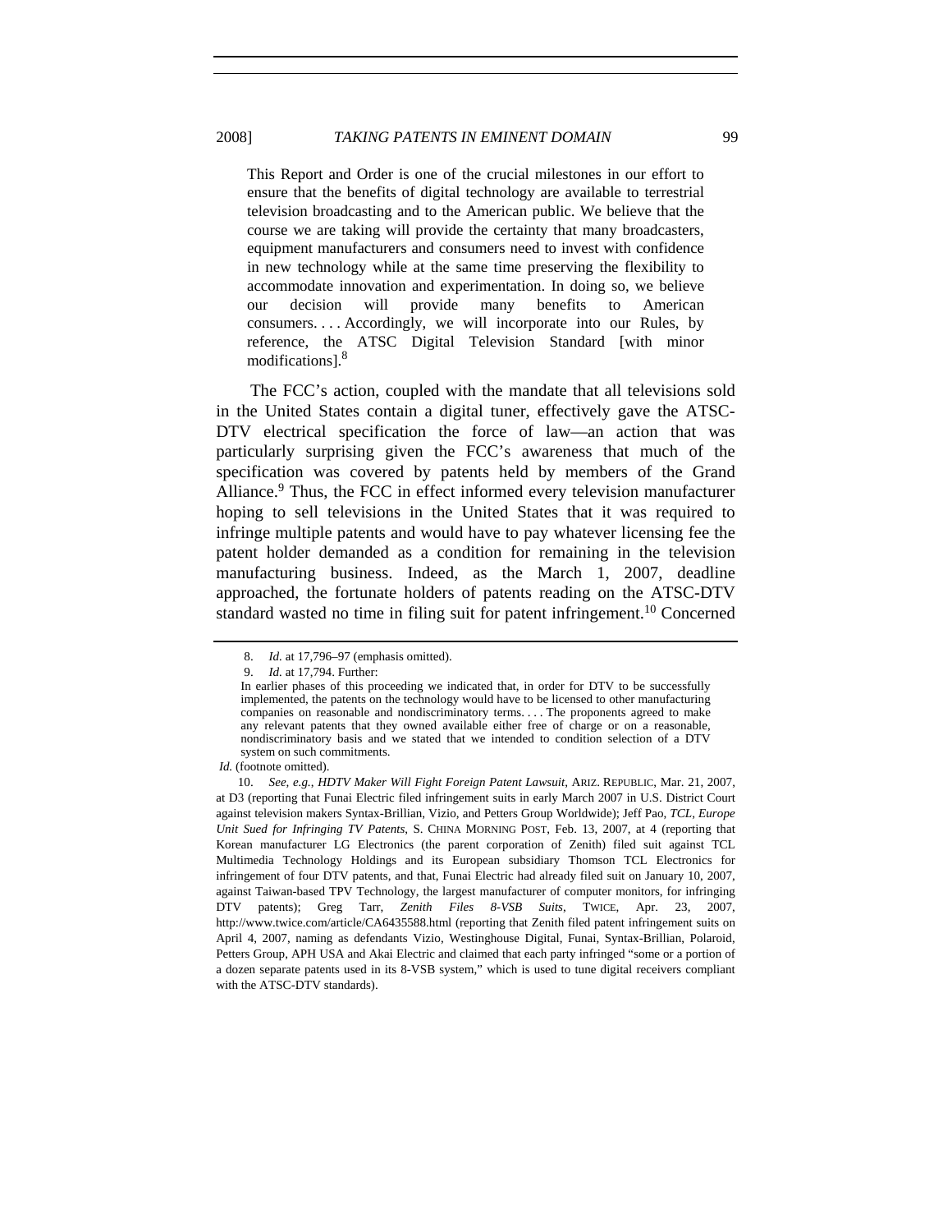> This Report and Order is one of the crucial milestones in our effort to ensure that the benefits of digital technology are available to terrestrial television broadcasting and to the American public. We believe that the course we are taking will provide the certainty that many broadcasters, equipment manufacturers and consumers need to invest with confidence in new technology while at the same time preserving the flexibility to accommodate innovation and experimentation. In doing so, we believe our decision will provide many benefits to American consumers. . . . Accordingly, we will incorporate into our Rules, by reference, the ATSC Digital Television Standard [with minor modifications].[8]

The FCC's action, coupled with the mandate that all televisions sold in the United States contain a digital tuner, effectively gave the ATSC-DTV electrical specification the force of law—an action that was particularly surprising given the FCC's awareness that much of the specification was covered by patents held by members of the Grand Alliance.[9] Thus, the FCC in effect informed every television manufacturer hoping to sell televisions in the United States that it was required to infringe multiple patents and would have to pay whatever licensing fee the patent holder demanded as a condition for remaining in the television manufacturing business. Indeed, as the March 1, 2007, deadline approached, the fortunate holders of patents reading on the ATSC-DTV standard wasted no time in filing suit for patent infringement.[10] Concerned

---

8. *Id.* at 17,796–97 (emphasis omitted).

9. *Id.* at 17,794. Further:

> In earlier phases of this proceeding we indicated that, in order for DTV to be successfully implemented, the patents on the technology would have to be licensed to other manufacturing companies on reasonable and nondiscriminatory terms. . . . The proponents agreed to make any relevant patents that they owned available either free of charge or on a reasonable, nondiscriminatory basis and we stated that we intended to condition selection of a DTV system on such commitments.

*Id.* (footnote omitted).

10. *See, e.g.*, *HDTV Maker Will Fight Foreign Patent Lawsuit*, ARIZ. REPUBLIC, Mar. 21, 2007, at D3 (reporting that Funai Electric filed infringement suits in early March 2007 in U.S. District Court against television makers Syntax-Brillian, Vizio, and Petters Group Worldwide); Jeff Pao, *TCL, Europe Unit Sued for Infringing TV Patents*, S. CHINA MORNING POST, Feb. 13, 2007, at 4 (reporting that Korean manufacturer LG Electronics (the parent corporation of Zenith) filed suit against TCL Multimedia Technology Holdings and its European subsidiary Thomson TCL Electronics for infringement of four DTV patents, and that, Funai Electric had already filed suit on January 10, 2007, against Taiwan-based TPV Technology, the largest manufacturer of computer monitors, for infringing DTV patents); Greg Tarr, *Zenith Files 8-VSB Suits*, TWICE, Apr. 23, 2007, http://www.twice.com/article/CA6435588.html (reporting that Zenith filed patent infringement suits on April 4, 2007, naming as defendants Vizio, Westinghouse Digital, Funai, Syntax-Brillian, Polaroid, Petters Group, APH USA and Akai Electric and claimed that each party infringed "some or a portion of a dozen separate patents used in its 8-VSB system," which is used to tune digital receivers compliant with the ATSC-DTV standards).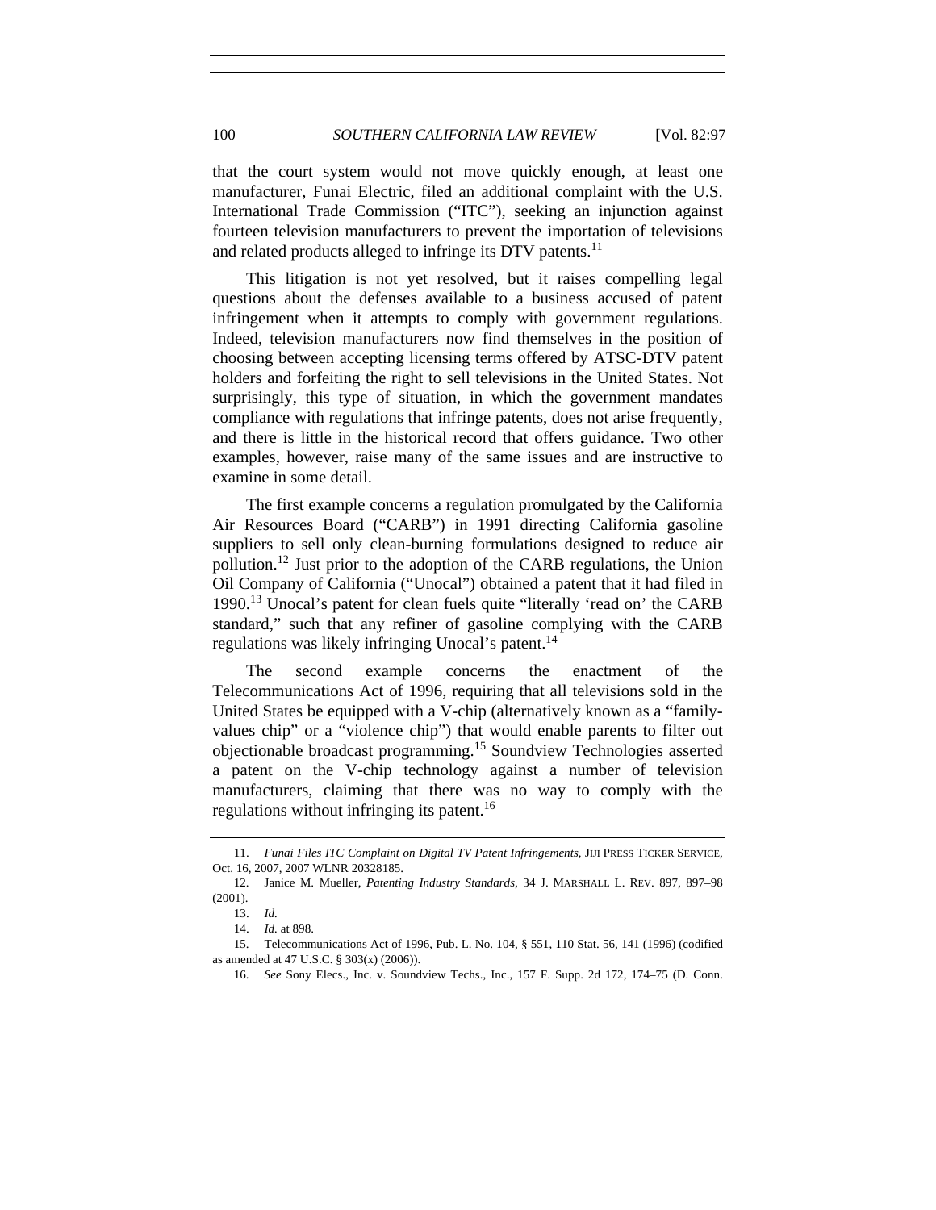that the court system would not move quickly enough, at least one manufacturer, Funai Electric, filed an additional complaint with the U.S. International Trade Commission ("ITC"), seeking an injunction against fourteen television manufacturers to prevent the importation of televisions and related products alleged to infringe its DTV patents.[11]

This litigation is not yet resolved, but it raises compelling legal questions about the defenses available to a business accused of patent infringement when it attempts to comply with government regulations. Indeed, television manufacturers now find themselves in the position of choosing between accepting licensing terms offered by ATSC-DTV patent holders and forfeiting the right to sell televisions in the United States. Not surprisingly, this type of situation, in which the government mandates compliance with regulations that infringe patents, does not arise frequently, and there is little in the historical record that offers guidance. Two other examples, however, raise many of the same issues and are instructive to examine in some detail.

The first example concerns a regulation promulgated by the California Air Resources Board ("CARB") in 1991 directing California gasoline suppliers to sell only clean-burning formulations designed to reduce air pollution.[12] Just prior to the adoption of the CARB regulations, the Union Oil Company of California ("Unocal") obtained a patent that it had filed in 1990.[13] Unocal's patent for clean fuels quite "literally 'read on' the CARB standard," such that any refiner of gasoline complying with the CARB regulations was likely infringing Unocal's patent.[14]

The second example concerns the enactment of the Telecommunications Act of 1996, requiring that all televisions sold in the United States be equipped with a V-chip (alternatively known as a "family-values chip" or a "violence chip") that would enable parents to filter out objectionable broadcast programming.[15] Soundview Technologies asserted a patent on the V-chip technology against a number of television manufacturers, claiming that there was no way to comply with the regulations without infringing its patent.[16]

---

11. *Funai Files ITC Complaint on Digital TV Patent Infringements*, JIJI PRESS TICKER SERVICE, Oct. 16, 2007, 2007 WLNR 20328185.

12. Janice M. Mueller, *Patenting Industry Standards*, 34 J. MARSHALL L. REV. 897, 897–98 (2001).

13. *Id.*

14. *Id.* at 898.

15. Telecommunications Act of 1996, Pub. L. No. 104, § 551, 110 Stat. 56, 141 (1996) (codified as amended at 47 U.S.C. § 303(x) (2006)).

16. *See* Sony Elecs., Inc. v. Soundview Techs., Inc., 157 F. Supp. 2d 172, 174–75 (D. Conn.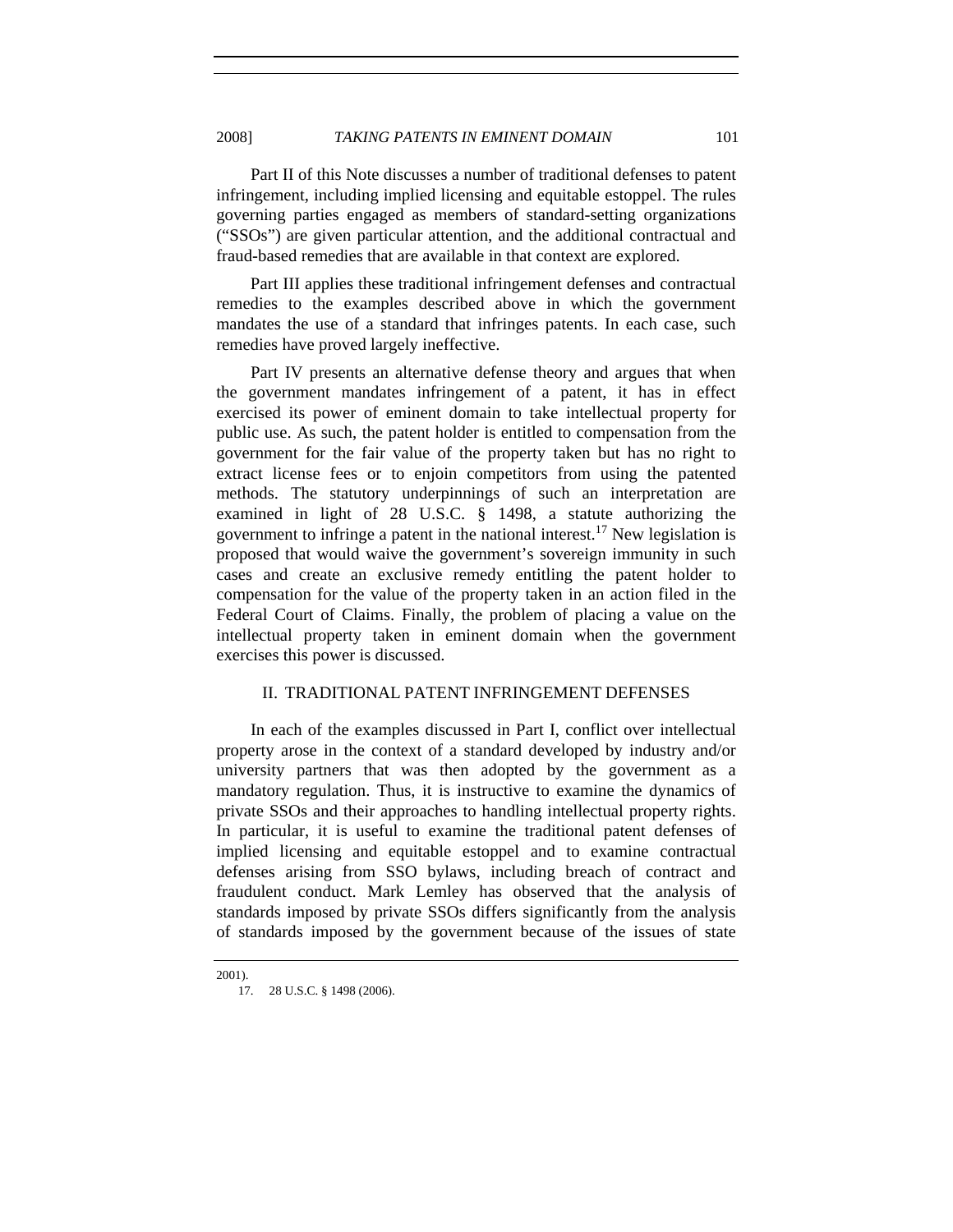Part II of this Note discusses a number of traditional defenses to patent infringement, including implied licensing and equitable estoppel. The rules governing parties engaged as members of standard-setting organizations ("SSOs") are given particular attention, and the additional contractual and fraud-based remedies that are available in that context are explored.

Part III applies these traditional infringement defenses and contractual remedies to the examples described above in which the government mandates the use of a standard that infringes patents. In each case, such remedies have proved largely ineffective.

Part IV presents an alternative defense theory and argues that when the government mandates infringement of a patent, it has in effect exercised its power of eminent domain to take intellectual property for public use. As such, the patent holder is entitled to compensation from the government for the fair value of the property taken but has no right to extract license fees or to enjoin competitors from using the patented methods. The statutory underpinnings of such an interpretation are examined in light of 28 U.S.C. § 1498, a statute authorizing the government to infringe a patent in the national interest.[17] New legislation is proposed that would waive the government's sovereign immunity in such cases and create an exclusive remedy entitling the patent holder to compensation for the value of the property taken in an action filed in the Federal Court of Claims. Finally, the problem of placing a value on the intellectual property taken in eminent domain when the government exercises this power is discussed.

## II. TRADITIONAL PATENT INFRINGEMENT DEFENSES

In each of the examples discussed in Part I, conflict over intellectual property arose in the context of a standard developed by industry and/or university partners that was then adopted by the government as a mandatory regulation. Thus, it is instructive to examine the dynamics of private SSOs and their approaches to handling intellectual property rights. In particular, it is useful to examine the traditional patent defenses of implied licensing and equitable estoppel and to examine contractual defenses arising from SSO bylaws, including breach of contract and fraudulent conduct. Mark Lemley has observed that the analysis of standards imposed by private SSOs differs significantly from the analysis of standards imposed by the government because of the issues of state

2001).

17. 28 U.S.C. § 1498 (2006).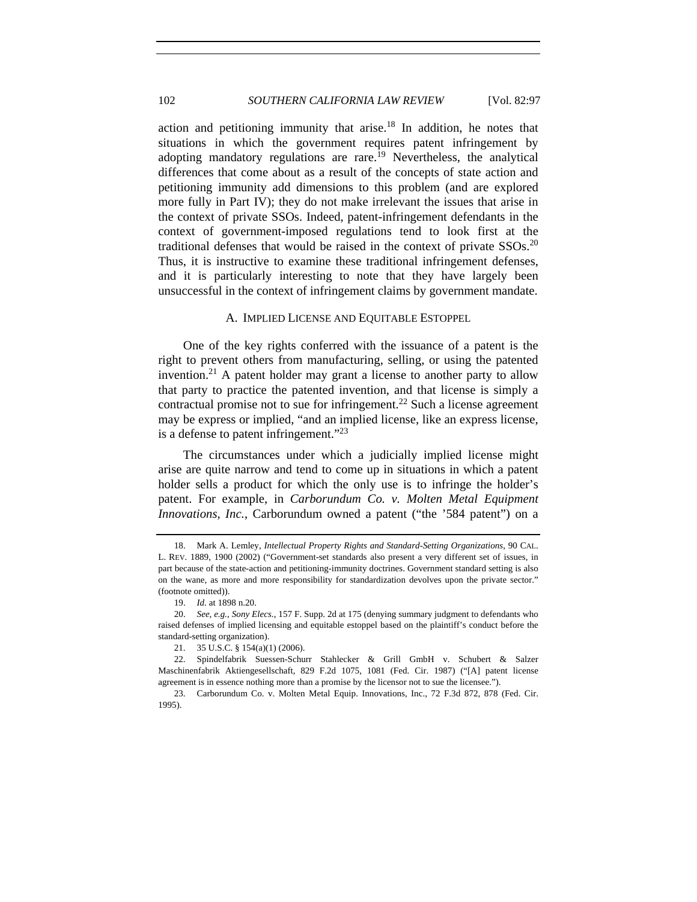action and petitioning immunity that arise.[18] In addition, he notes that situations in which the government requires patent infringement by adopting mandatory regulations are rare.[19] Nevertheless, the analytical differences that come about as a result of the concepts of state action and petitioning immunity add dimensions to this problem (and are explored more fully in Part IV); they do not make irrelevant the issues that arise in the context of private SSOs. Indeed, patent-infringement defendants in the context of government-imposed regulations tend to look first at the traditional defenses that would be raised in the context of private SSOs.[20] Thus, it is instructive to examine these traditional infringement defenses, and it is particularly interesting to note that they have largely been unsuccessful in the context of infringement claims by government mandate.

### A. Implied License and Equitable Estoppel

One of the key rights conferred with the issuance of a patent is the right to prevent others from manufacturing, selling, or using the patented invention.[21] A patent holder may grant a license to another party to allow that party to practice the patented invention, and that license is simply a contractual promise not to sue for infringement.[22] Such a license agreement may be express or implied, "and an implied license, like an express license, is a defense to patent infringement."[23]

The circumstances under which a judicially implied license might arise are quite narrow and tend to come up in situations in which a patent holder sells a product for which the only use is to infringe the holder's patent. For example, in *Carborundum Co. v. Molten Metal Equipment Innovations, Inc.*, Carborundum owned a patent ("the '584 patent") on a

---

18. Mark A. Lemley, *Intellectual Property Rights and Standard-Setting Organizations*, 90 Cal. L. Rev. 1889, 1900 (2002) ("Government-set standards also present a very different set of issues, in part because of the state-action and petitioning-immunity doctrines. Government standard setting is also on the wane, as more and more responsibility for standardization devolves upon the private sector." (footnote omitted)).

19. *Id.* at 1898 n.20.

20. *See, e.g.*, *Sony Elecs.*, 157 F. Supp. 2d at 175 (denying summary judgment to defendants who raised defenses of implied licensing and equitable estoppel based on the plaintiff's conduct before the standard-setting organization).

21. 35 U.S.C. § 154(a)(1) (2006).

22. Spindelfabrik Suessen-Schurr Stahlecker & Grill GmbH v. Schubert & Salzer Maschinenfabrik Aktiengesellschaft, 829 F.2d 1075, 1081 (Fed. Cir. 1987) ("[A] patent license agreement is in essence nothing more than a promise by the licensor not to sue the licensee.").

23. Carborundum Co. v. Molten Metal Equip. Innovations, Inc., 72 F.3d 872, 878 (Fed. Cir. 1995).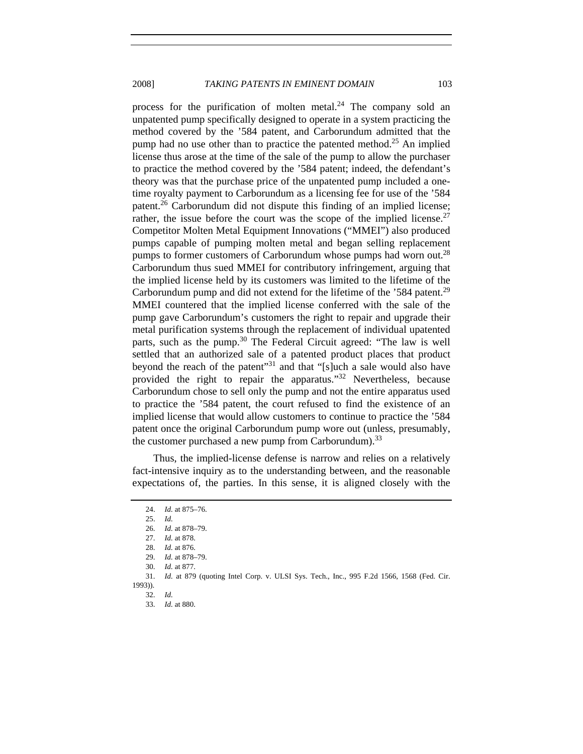process for the purification of molten metal.[24] The company sold an unpatented pump specifically designed to operate in a system practicing the method covered by the '584 patent, and Carborundum admitted that the pump had no use other than to practice the patented method.[25] An implied license thus arose at the time of the sale of the pump to allow the purchaser to practice the method covered by the '584 patent; indeed, the defendant's theory was that the purchase price of the unpatented pump included a one-time royalty payment to Carborundum as a licensing fee for use of the '584 patent.[26] Carborundum did not dispute this finding of an implied license; rather, the issue before the court was the scope of the implied license.[27] Competitor Molten Metal Equipment Innovations ("MMEI") also produced pumps capable of pumping molten metal and began selling replacement pumps to former customers of Carborundum whose pumps had worn out.[28] Carborundum thus sued MMEI for contributory infringement, arguing that the implied license held by its customers was limited to the lifetime of the Carborundum pump and did not extend for the lifetime of the '584 patent.[29] MMEI countered that the implied license conferred with the sale of the pump gave Carborundum's customers the right to repair and upgrade their metal purification systems through the replacement of individual upatented parts, such as the pump.[30] The Federal Circuit agreed: "The law is well settled that an authorized sale of a patented product places that product beyond the reach of the patent"[31] and that "[s]uch a sale would also have provided the right to repair the apparatus."[32] Nevertheless, because Carborundum chose to sell only the pump and not the entire apparatus used to practice the '584 patent, the court refused to find the existence of an implied license that would allow customers to continue to practice the '584 patent once the original Carborundum pump wore out (unless, presumably, the customer purchased a new pump from Carborundum).[33]

Thus, the implied-license defense is narrow and relies on a relatively fact-intensive inquiry as to the understanding between, and the reasonable expectations of, the parties. In this sense, it is aligned closely with the

---

24. *Id.* at 875–76.
25. *Id.*
26. *Id.* at 878–79.
27. *Id.* at 878.
28. *Id.* at 876.
29. *Id.* at 878–79.
30. *Id.* at 877.
31. *Id.* at 879 (quoting Intel Corp. v. ULSI Sys. Tech., Inc., 995 F.2d 1566, 1568 (Fed. Cir. 1993)).
32. *Id.*
33. *Id.* at 880.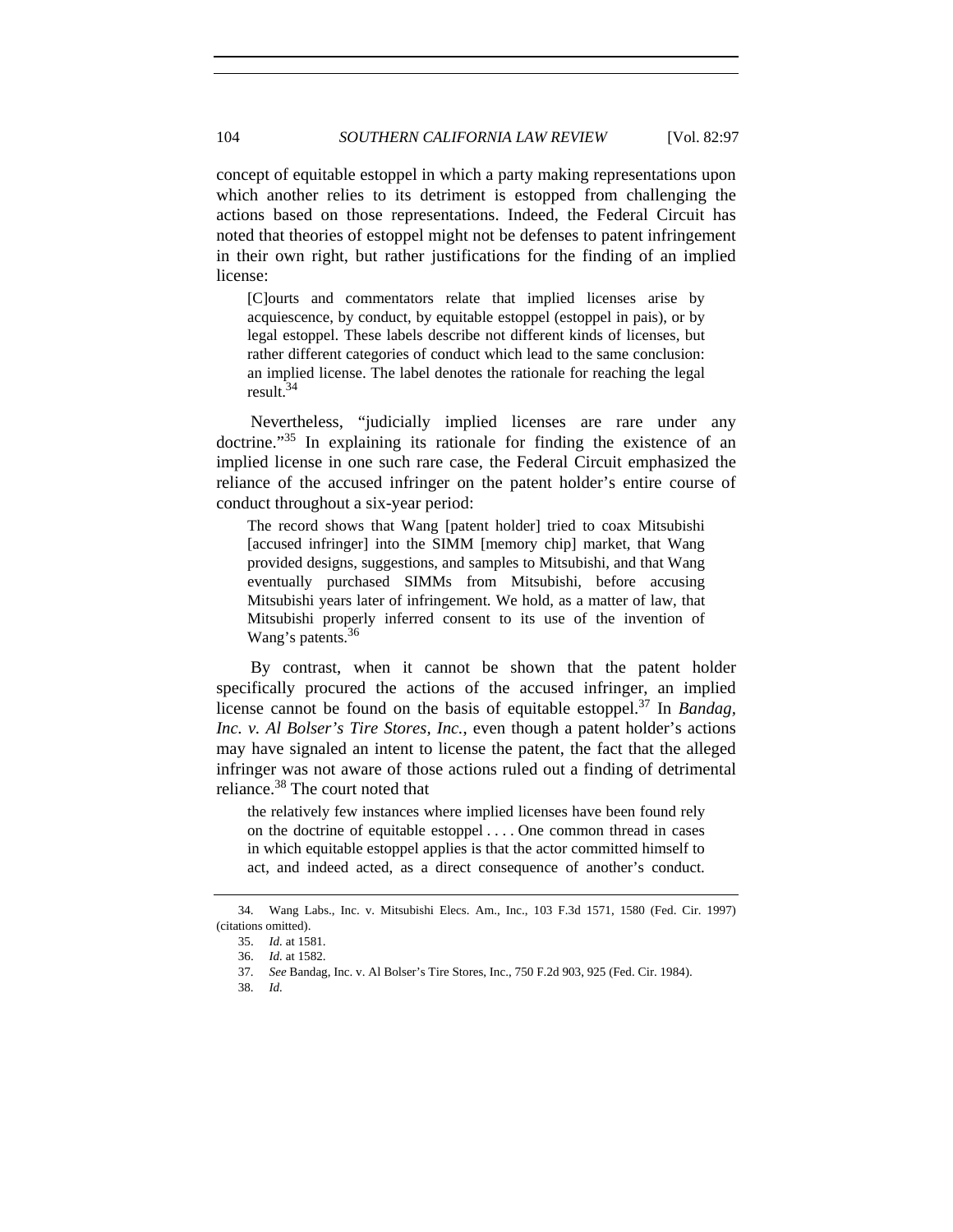concept of equitable estoppel in which a party making representations upon which another relies to its detriment is estopped from challenging the actions based on those representations. Indeed, the Federal Circuit has noted that theories of estoppel might not be defenses to patent infringement in their own right, but rather justifications for the finding of an implied license:

> [C]ourts and commentators relate that implied licenses arise by acquiescence, by conduct, by equitable estoppel (estoppel in pais), or by legal estoppel. These labels describe not different kinds of licenses, but rather different categories of conduct which lead to the same conclusion: an implied license. The label denotes the rationale for reaching the legal result.[34]

Nevertheless, "judicially implied licenses are rare under any doctrine."[35] In explaining its rationale for finding the existence of an implied license in one such rare case, the Federal Circuit emphasized the reliance of the accused infringer on the patent holder's entire course of conduct throughout a six-year period:

> The record shows that Wang [patent holder] tried to coax Mitsubishi [accused infringer] into the SIMM [memory chip] market, that Wang provided designs, suggestions, and samples to Mitsubishi, and that Wang eventually purchased SIMMs from Mitsubishi, before accusing Mitsubishi years later of infringement. We hold, as a matter of law, that Mitsubishi properly inferred consent to its use of the invention of Wang's patents.[36]

By contrast, when it cannot be shown that the patent holder specifically procured the actions of the accused infringer, an implied license cannot be found on the basis of equitable estoppel.[37] In *Bandag, Inc. v. Al Bolser's Tire Stores, Inc.*, even though a patent holder's actions may have signaled an intent to license the patent, the fact that the alleged infringer was not aware of those actions ruled out a finding of detrimental reliance.[38] The court noted that

> the relatively few instances where implied licenses have been found rely on the doctrine of equitable estoppel . . . . One common thread in cases in which equitable estoppel applies is that the actor committed himself to act, and indeed acted, as a direct consequence of another's conduct.

---

34. Wang Labs., Inc. v. Mitsubishi Elecs. Am., Inc., 103 F.3d 1571, 1580 (Fed. Cir. 1997) (citations omitted).

35. *Id.* at 1581.

36. *Id.* at 1582.

37. *See* Bandag, Inc. v. Al Bolser's Tire Stores, Inc., 750 F.2d 903, 925 (Fed. Cir. 1984).

38. *Id.*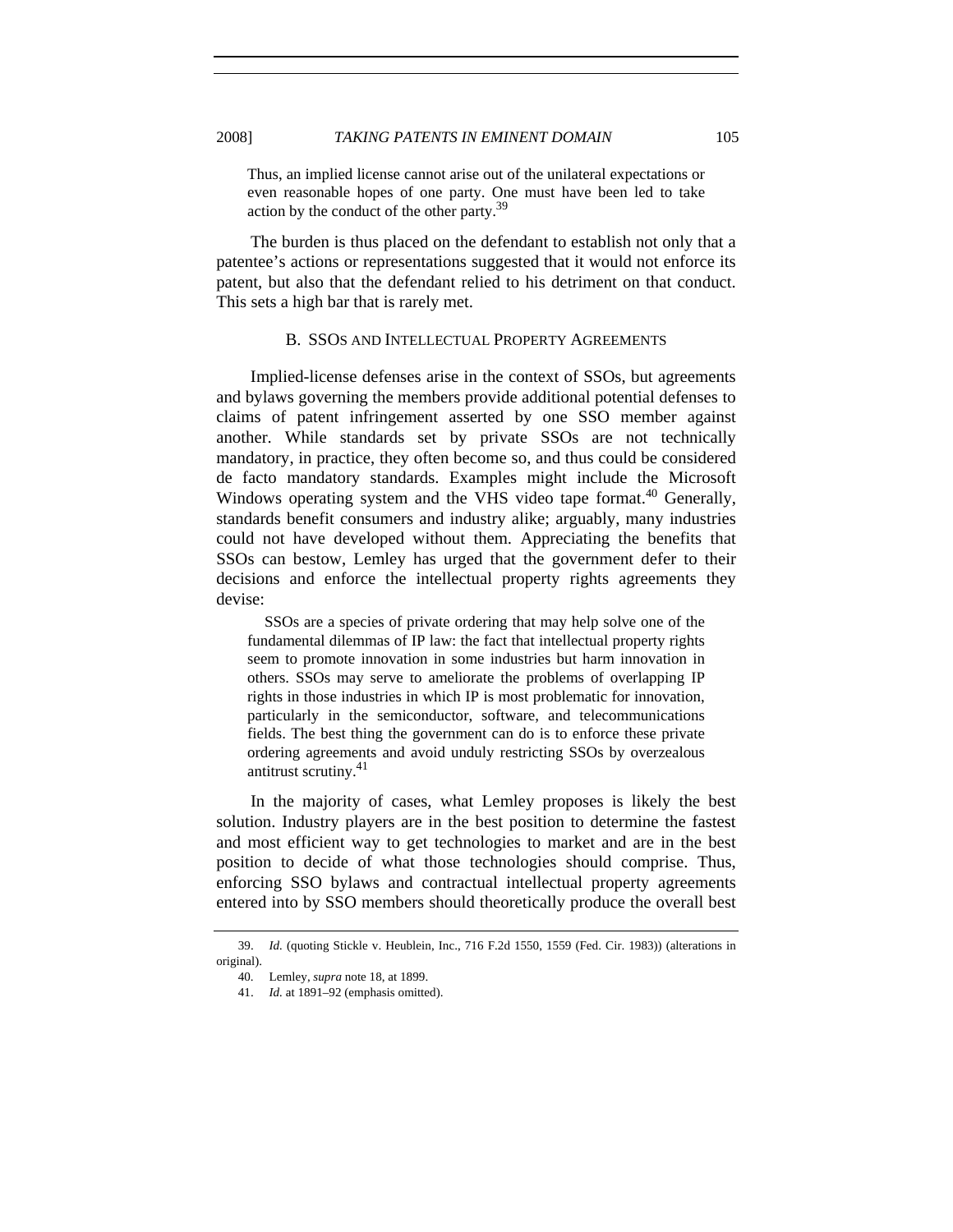> Thus, an implied license cannot arise out of the unilateral expectations or even reasonable hopes of one party. One must have been led to take action by the conduct of the other party.[39]

The burden is thus placed on the defendant to establish not only that a patentee's actions or representations suggested that it would not enforce its patent, but also that the defendant relied to his detriment on that conduct. This sets a high bar that is rarely met.

### B. SSOs and Intellectual Property Agreements

Implied-license defenses arise in the context of SSOs, but agreements and bylaws governing the members provide additional potential defenses to claims of patent infringement asserted by one SSO member against another. While standards set by private SSOs are not technically mandatory, in practice, they often become so, and thus could be considered de facto mandatory standards. Examples might include the Microsoft Windows operating system and the VHS video tape format.[40] Generally, standards benefit consumers and industry alike; arguably, many industries could not have developed without them. Appreciating the benefits that SSOs can bestow, Lemley has urged that the government defer to their decisions and enforce the intellectual property rights agreements they devise:

> SSOs are a species of private ordering that may help solve one of the fundamental dilemmas of IP law: the fact that intellectual property rights seem to promote innovation in some industries but harm innovation in others. SSOs may serve to ameliorate the problems of overlapping IP rights in those industries in which IP is most problematic for innovation, particularly in the semiconductor, software, and telecommunications fields. The best thing the government can do is to enforce these private ordering agreements and avoid unduly restricting SSOs by overzealous antitrust scrutiny.[41]

In the majority of cases, what Lemley proposes is likely the best solution. Industry players are in the best position to determine the fastest and most efficient way to get technologies to market and are in the best position to decide of what those technologies should comprise. Thus, enforcing SSO bylaws and contractual intellectual property agreements entered into by SSO members should theoretically produce the overall best

---

39. *Id.* (quoting Stickle v. Heublein, Inc., 716 F.2d 1550, 1559 (Fed. Cir. 1983)) (alterations in original).

40. Lemley, *supra* note 18, at 1899.

41. *Id.* at 1891–92 (emphasis omitted).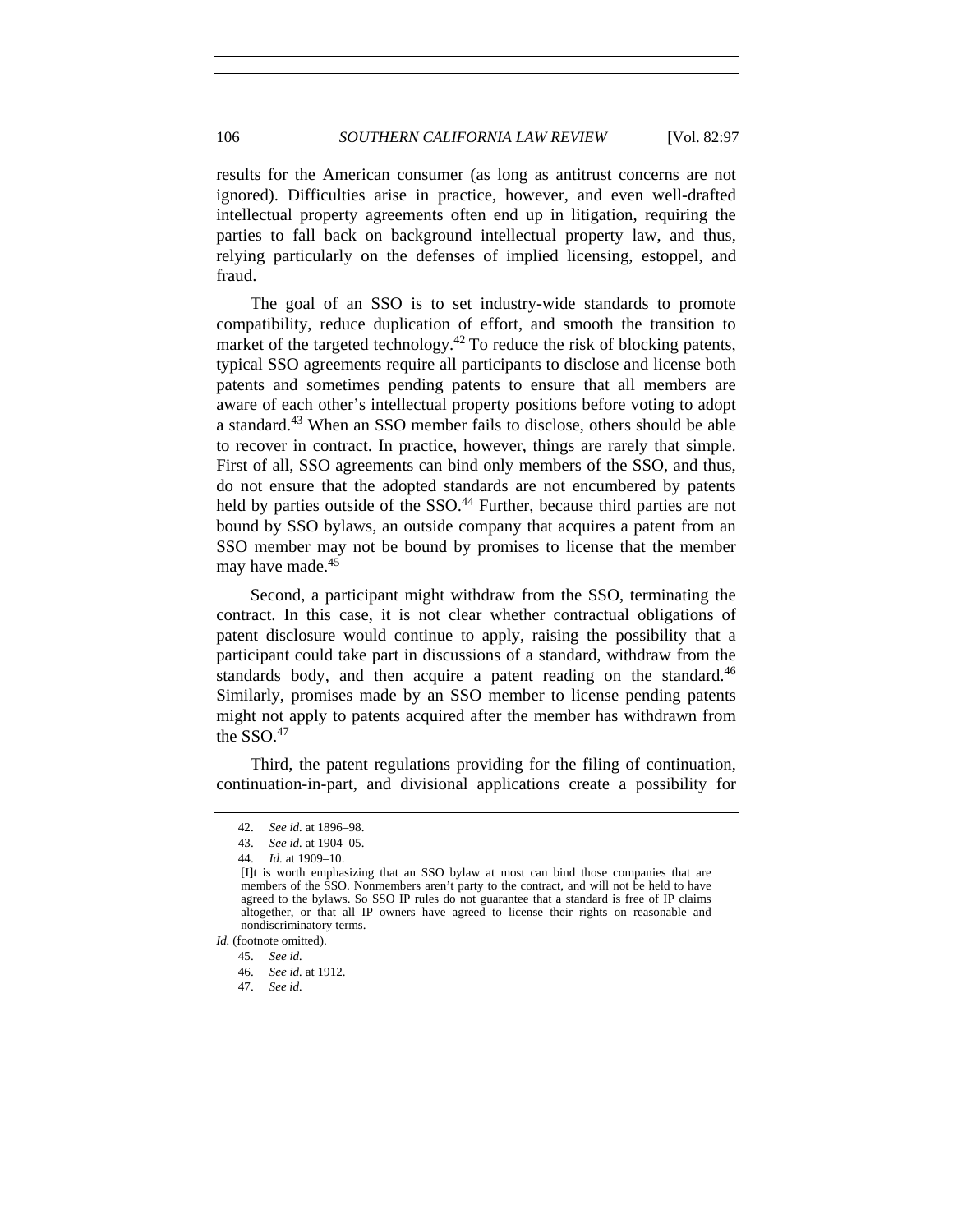results for the American consumer (as long as antitrust concerns are not ignored). Difficulties arise in practice, however, and even well-drafted intellectual property agreements often end up in litigation, requiring the parties to fall back on background intellectual property law, and thus, relying particularly on the defenses of implied licensing, estoppel, and fraud.

The goal of an SSO is to set industry-wide standards to promote compatibility, reduce duplication of effort, and smooth the transition to market of the targeted technology.[42] To reduce the risk of blocking patents, typical SSO agreements require all participants to disclose and license both patents and sometimes pending patents to ensure that all members are aware of each other's intellectual property positions before voting to adopt a standard.[43] When an SSO member fails to disclose, others should be able to recover in contract. In practice, however, things are rarely that simple. First of all, SSO agreements can bind only members of the SSO, and thus, do not ensure that the adopted standards are not encumbered by patents held by parties outside of the SSO.[44] Further, because third parties are not bound by SSO bylaws, an outside company that acquires a patent from an SSO member may not be bound by promises to license that the member may have made.[45]

Second, a participant might withdraw from the SSO, terminating the contract. In this case, it is not clear whether contractual obligations of patent disclosure would continue to apply, raising the possibility that a participant could take part in discussions of a standard, withdraw from the standards body, and then acquire a patent reading on the standard.[46] Similarly, promises made by an SSO member to license pending patents might not apply to patents acquired after the member has withdrawn from the SSO.[47]

Third, the patent regulations providing for the filing of continuation, continuation-in-part, and divisional applications create a possibility for

---

42. *See id.* at 1896–98.

43. *See id.* at 1904–05.

44. *Id.* at 1909–10.

> [I]t is worth emphasizing that an SSO bylaw at most can bind those companies that are members of the SSO. Nonmembers aren't party to the contract, and will not be held to have agreed to the bylaws. So SSO IP rules do not guarantee that a standard is free of IP claims altogether, or that all IP owners have agreed to license their rights on reasonable and nondiscriminatory terms.

*Id.* (footnote omitted).

45. *See id.*

46. *See id.* at 1912.

47. *See id.*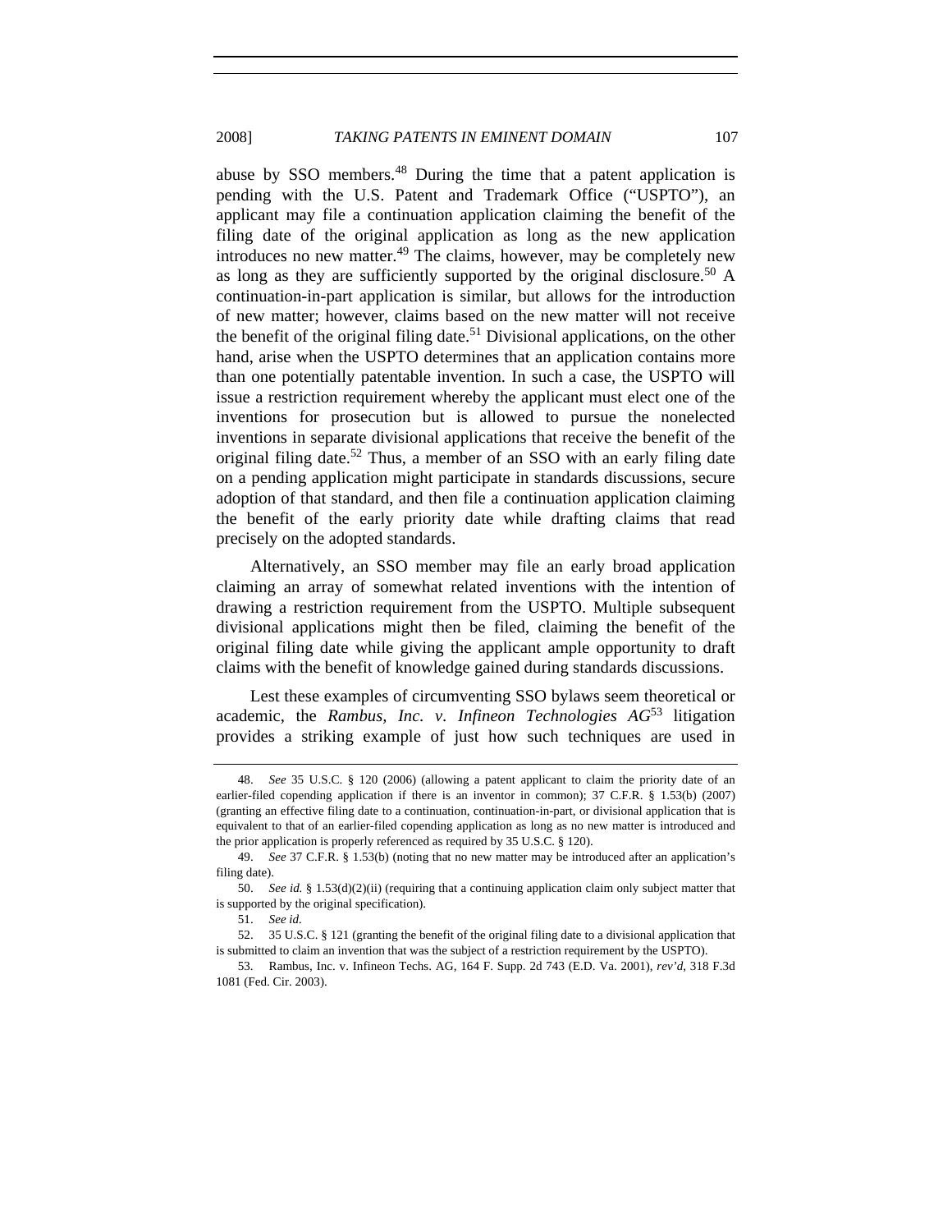abuse by SSO members.[48] During the time that a patent application is pending with the U.S. Patent and Trademark Office ("USPTO"), an applicant may file a continuation application claiming the benefit of the filing date of the original application as long as the new application introduces no new matter.[49] The claims, however, may be completely new as long as they are sufficiently supported by the original disclosure.[50] A continuation-in-part application is similar, but allows for the introduction of new matter; however, claims based on the new matter will not receive the benefit of the original filing date.[51] Divisional applications, on the other hand, arise when the USPTO determines that an application contains more than one potentially patentable invention. In such a case, the USPTO will issue a restriction requirement whereby the applicant must elect one of the inventions for prosecution but is allowed to pursue the nonelected inventions in separate divisional applications that receive the benefit of the original filing date.[52] Thus, a member of an SSO with an early filing date on a pending application might participate in standards discussions, secure adoption of that standard, and then file a continuation application claiming the benefit of the early priority date while drafting claims that read precisely on the adopted standards.

Alternatively, an SSO member may file an early broad application claiming an array of somewhat related inventions with the intention of drawing a restriction requirement from the USPTO. Multiple subsequent divisional applications might then be filed, claiming the benefit of the original filing date while giving the applicant ample opportunity to draft claims with the benefit of knowledge gained during standards discussions.

Lest these examples of circumventing SSO bylaws seem theoretical or academic, the *Rambus, Inc. v. Infineon Technologies AG*[53] litigation provides a striking example of just how such techniques are used in

---

48. *See* 35 U.S.C. § 120 (2006) (allowing a patent applicant to claim the priority date of an earlier-filed copending application if there is an inventor in common); 37 C.F.R. § 1.53(b) (2007) (granting an effective filing date to a continuation, continuation-in-part, or divisional application that is equivalent to that of an earlier-filed copending application as long as no new matter is introduced and the prior application is properly referenced as required by 35 U.S.C. § 120).

49. *See* 37 C.F.R. § 1.53(b) (noting that no new matter may be introduced after an application's filing date).

50. *See id.* § 1.53(d)(2)(ii) (requiring that a continuing application claim only subject matter that is supported by the original specification).

51. *See id.*

52. 35 U.S.C. § 121 (granting the benefit of the original filing date to a divisional application that is submitted to claim an invention that was the subject of a restriction requirement by the USPTO).

53. Rambus, Inc. v. Infineon Techs. AG, 164 F. Supp. 2d 743 (E.D. Va. 2001), *rev'd*, 318 F.3d 1081 (Fed. Cir. 2003).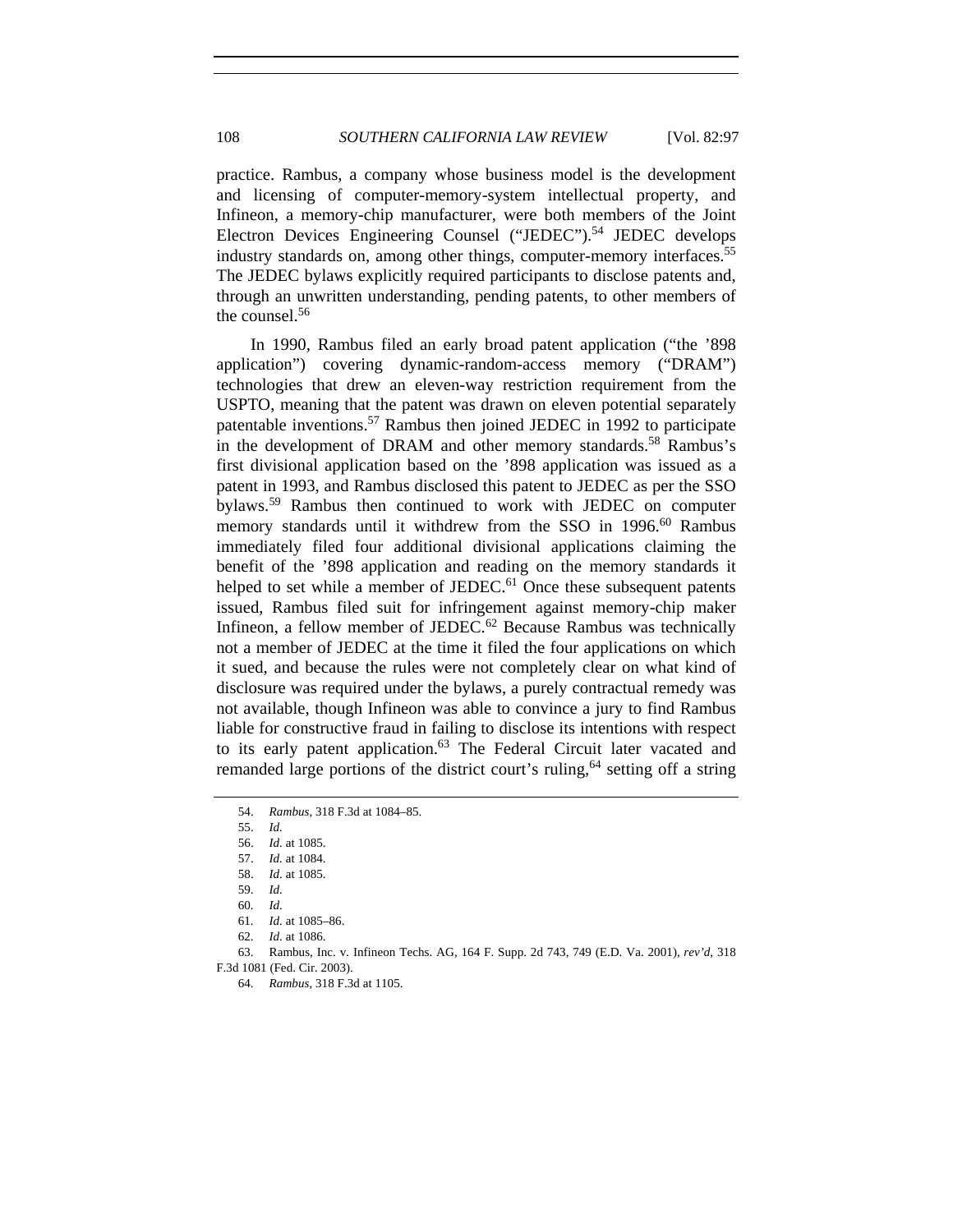practice. Rambus, a company whose business model is the development and licensing of computer-memory-system intellectual property, and Infineon, a memory-chip manufacturer, were both members of the Joint Electron Devices Engineering Counsel ("JEDEC").[54] JEDEC develops industry standards on, among other things, computer-memory interfaces.[55] The JEDEC bylaws explicitly required participants to disclose patents and, through an unwritten understanding, pending patents, to other members of the counsel.[56]

In 1990, Rambus filed an early broad patent application ("the '898 application") covering dynamic-random-access memory ("DRAM") technologies that drew an eleven-way restriction requirement from the USPTO, meaning that the patent was drawn on eleven potential separately patentable inventions.[57] Rambus then joined JEDEC in 1992 to participate in the development of DRAM and other memory standards.[58] Rambus's first divisional application based on the '898 application was issued as a patent in 1993, and Rambus disclosed this patent to JEDEC as per the SSO bylaws.[59] Rambus then continued to work with JEDEC on computer memory standards until it withdrew from the SSO in 1996.[60] Rambus immediately filed four additional divisional applications claiming the benefit of the '898 application and reading on the memory standards it helped to set while a member of JEDEC.[61] Once these subsequent patents issued, Rambus filed suit for infringement against memory-chip maker Infineon, a fellow member of JEDEC.[62] Because Rambus was technically not a member of JEDEC at the time it filed the four applications on which it sued, and because the rules were not completely clear on what kind of disclosure was required under the bylaws, a purely contractual remedy was not available, though Infineon was able to convince a jury to find Rambus liable for constructive fraud in failing to disclose its intentions with respect to its early patent application.[63] The Federal Circuit later vacated and remanded large portions of the district court's ruling,[64] setting off a string

---

54. *Rambus*, 318 F.3d at 1084–85.

55. *Id.*

56. *Id.* at 1085.

57. *Id.* at 1084.

58. *Id.* at 1085.

59. *Id.*

60. *Id.*

61. *Id.* at 1085–86.

62. *Id.* at 1086.

63. Rambus, Inc. v. Infineon Techs. AG, 164 F. Supp. 2d 743, 749 (E.D. Va. 2001), *rev'd*, 318 F.3d 1081 (Fed. Cir. 2003).

64. *Rambus*, 318 F.3d at 1105.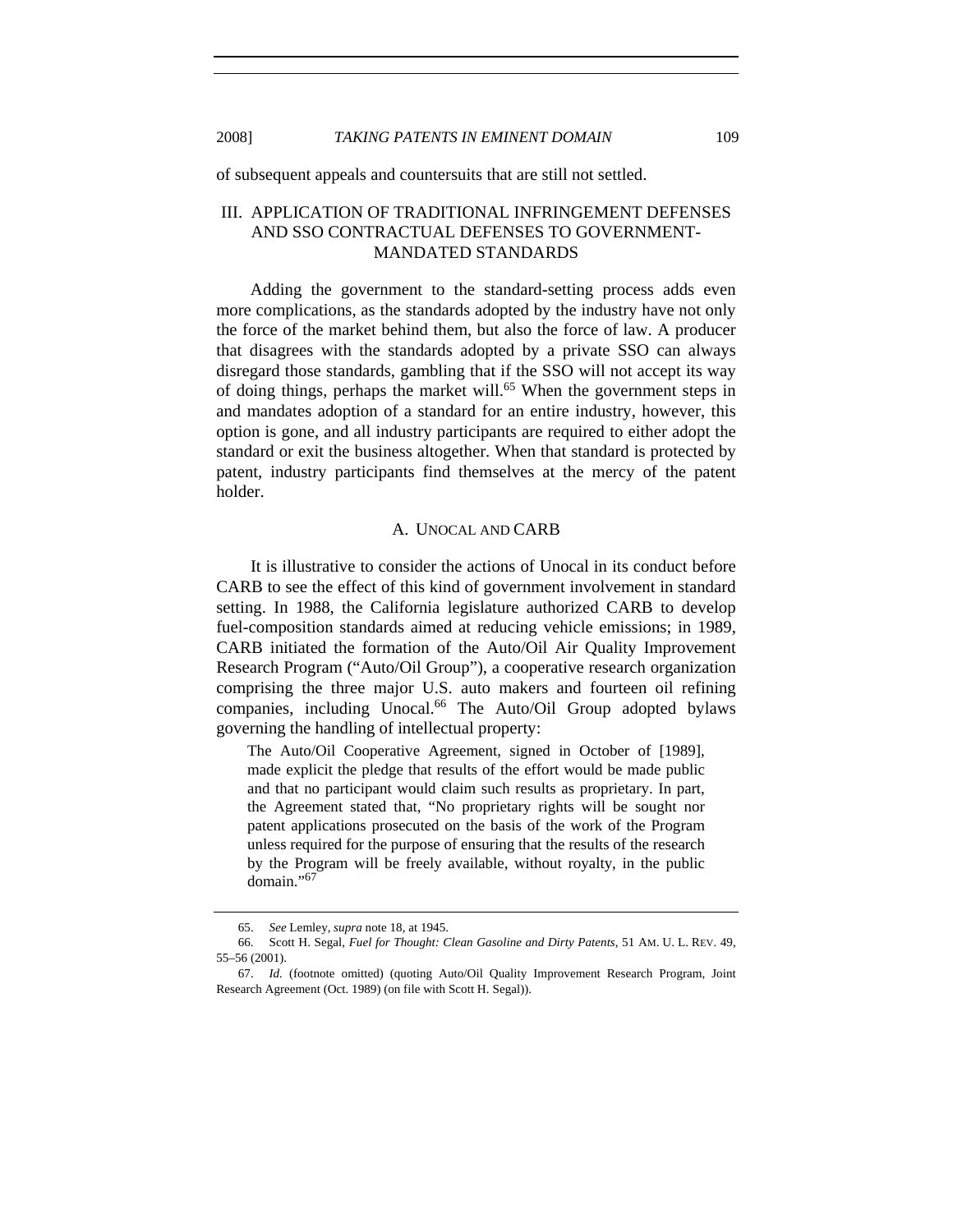of subsequent appeals and countersuits that are still not settled.

## III. APPLICATION OF TRADITIONAL INFRINGEMENT DEFENSES AND SSO CONTRACTUAL DEFENSES TO GOVERNMENT-MANDATED STANDARDS

Adding the government to the standard-setting process adds even more complications, as the standards adopted by the industry have not only the force of the market behind them, but also the force of law. A producer that disagrees with the standards adopted by a private SSO can always disregard those standards, gambling that if the SSO will not accept its way of doing things, perhaps the market will.[65] When the government steps in and mandates adoption of a standard for an entire industry, however, this option is gone, and all industry participants are required to either adopt the standard or exit the business altogether. When that standard is protected by patent, industry participants find themselves at the mercy of the patent holder.

### A. UNOCAL AND CARB

It is illustrative to consider the actions of Unocal in its conduct before CARB to see the effect of this kind of government involvement in standard setting. In 1988, the California legislature authorized CARB to develop fuel-composition standards aimed at reducing vehicle emissions; in 1989, CARB initiated the formation of the Auto/Oil Air Quality Improvement Research Program ("Auto/Oil Group"), a cooperative research organization comprising the three major U.S. auto makers and fourteen oil refining companies, including Unocal.[66] The Auto/Oil Group adopted bylaws governing the handling of intellectual property:

> The Auto/Oil Cooperative Agreement, signed in October of [1989], made explicit the pledge that results of the effort would be made public and that no participant would claim such results as proprietary. In part, the Agreement stated that, "No proprietary rights will be sought nor patent applications prosecuted on the basis of the work of the Program unless required for the purpose of ensuring that the results of the research by the Program will be freely available, without royalty, in the public domain."[67]

---

65. *See* Lemley, *supra* note 18, at 1945.

66. Scott H. Segal, *Fuel for Thought: Clean Gasoline and Dirty Patents*, 51 AM. U. L. REV. 49, 55–56 (2001).

67. *Id.* (footnote omitted) (quoting Auto/Oil Quality Improvement Research Program, Joint Research Agreement (Oct. 1989) (on file with Scott H. Segal)).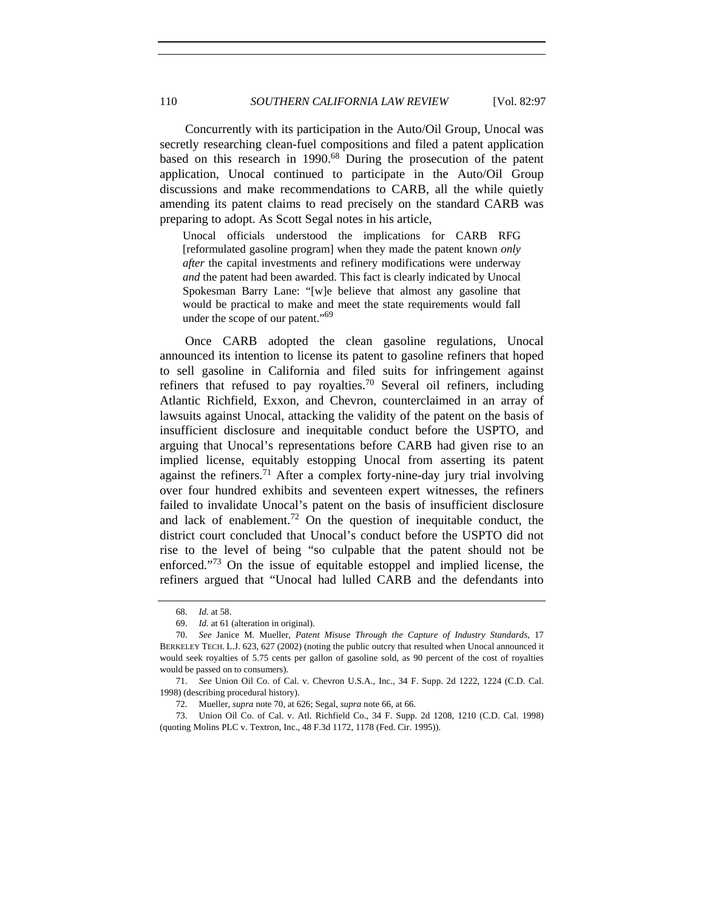Concurrently with its participation in the Auto/Oil Group, Unocal was secretly researching clean-fuel compositions and filed a patent application based on this research in 1990.[68] During the prosecution of the patent application, Unocal continued to participate in the Auto/Oil Group discussions and make recommendations to CARB, all the while quietly amending its patent claims to read precisely on the standard CARB was preparing to adopt. As Scott Segal notes in his article,

> Unocal officials understood the implications for CARB RFG [reformulated gasoline program] when they made the patent known *only after* the capital investments and refinery modifications were underway *and* the patent had been awarded. This fact is clearly indicated by Unocal Spokesman Barry Lane: "[w]e believe that almost any gasoline that would be practical to make and meet the state requirements would fall under the scope of our patent."[69]

Once CARB adopted the clean gasoline regulations, Unocal announced its intention to license its patent to gasoline refiners that hoped to sell gasoline in California and filed suits for infringement against refiners that refused to pay royalties.[70] Several oil refiners, including Atlantic Richfield, Exxon, and Chevron, counterclaimed in an array of lawsuits against Unocal, attacking the validity of the patent on the basis of insufficient disclosure and inequitable conduct before the USPTO, and arguing that Unocal's representations before CARB had given rise to an implied license, equitably estopping Unocal from asserting its patent against the refiners.[71] After a complex forty-nine-day jury trial involving over four hundred exhibits and seventeen expert witnesses, the refiners failed to invalidate Unocal's patent on the basis of insufficient disclosure and lack of enablement.[72] On the question of inequitable conduct, the district court concluded that Unocal's conduct before the USPTO did not rise to the level of being "so culpable that the patent should not be enforced."[73] On the issue of equitable estoppel and implied license, the refiners argued that "Unocal had lulled CARB and the defendants into

---

68. *Id.* at 58.

69. *Id.* at 61 (alteration in original).

70. *See* Janice M. Mueller, *Patent Misuse Through the Capture of Industry Standards*, 17 BERKELEY TECH. L.J. 623, 627 (2002) (noting the public outcry that resulted when Unocal announced it would seek royalties of 5.75 cents per gallon of gasoline sold, as 90 percent of the cost of royalties would be passed on to consumers).

71. *See* Union Oil Co. of Cal. v. Chevron U.S.A., Inc., 34 F. Supp. 2d 1222, 1224 (C.D. Cal. 1998) (describing procedural history).

72. Mueller, *supra* note 70, at 626; Segal, *supra* note 66, at 66.

73. Union Oil Co. of Cal. v. Atl. Richfield Co., 34 F. Supp. 2d 1208, 1210 (C.D. Cal. 1998) (quoting Molins PLC v. Textron, Inc., 48 F.3d 1172, 1178 (Fed. Cir. 1995)).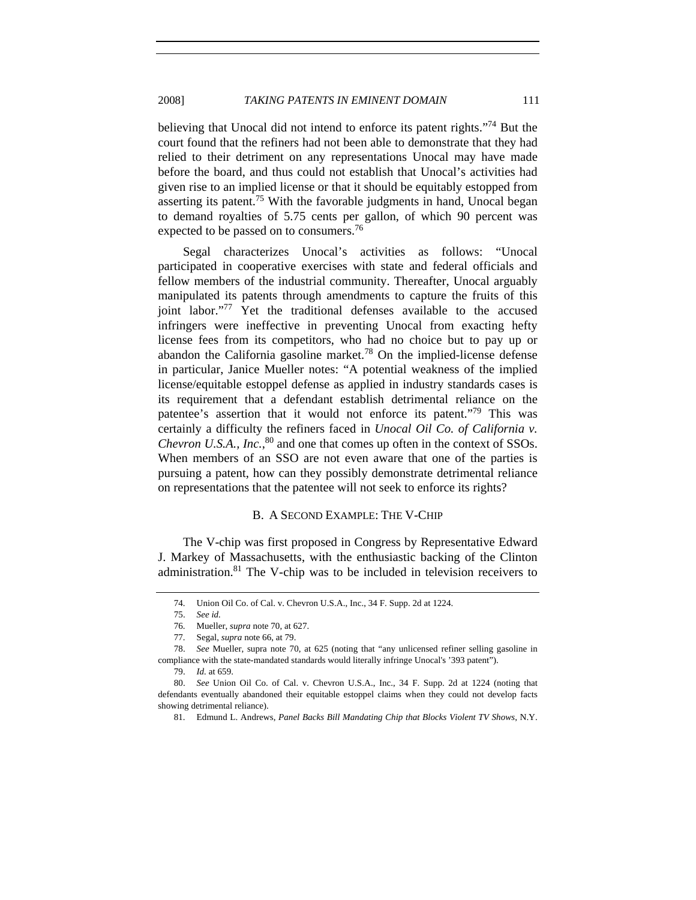believing that Unocal did not intend to enforce its patent rights."[74] But the court found that the refiners had not been able to demonstrate that they had relied to their detriment on any representations Unocal may have made before the board, and thus could not establish that Unocal's activities had given rise to an implied license or that it should be equitably estopped from asserting its patent.[75] With the favorable judgments in hand, Unocal began to demand royalties of 5.75 cents per gallon, of which 90 percent was expected to be passed on to consumers.[76]

Segal characterizes Unocal's activities as follows: "Unocal participated in cooperative exercises with state and federal officials and fellow members of the industrial community. Thereafter, Unocal arguably manipulated its patents through amendments to capture the fruits of this joint labor."[77] Yet the traditional defenses available to the accused infringers were ineffective in preventing Unocal from exacting hefty license fees from its competitors, who had no choice but to pay up or abandon the California gasoline market.[78] On the implied-license defense in particular, Janice Mueller notes: "A potential weakness of the implied license/equitable estoppel defense as applied in industry standards cases is its requirement that a defendant establish detrimental reliance on the patentee's assertion that it would not enforce its patent."[79] This was certainly a difficulty the refiners faced in *Unocal Oil Co. of California v. Chevron U.S.A., Inc.*,[80] and one that comes up often in the context of SSOs. When members of an SSO are not even aware that one of the parties is pursuing a patent, how can they possibly demonstrate detrimental reliance on representations that the patentee will not seek to enforce its rights?

### B. A Second Example: The V-Chip

The V-chip was first proposed in Congress by Representative Edward J. Markey of Massachusetts, with the enthusiastic backing of the Clinton administration.[81] The V-chip was to be included in television receivers to

---

74. Union Oil Co. of Cal. v. Chevron U.S.A., Inc., 34 F. Supp. 2d at 1224.

75. *See id.*

76. Mueller, *supra* note 70, at 627.

77. Segal, *supra* note 66, at 79.

78. *See* Mueller, supra note 70, at 625 (noting that "any unlicensed refiner selling gasoline in compliance with the state-mandated standards would literally infringe Unocal's '393 patent").

79. *Id.* at 659.

80. *See* Union Oil Co. of Cal. v. Chevron U.S.A., Inc., 34 F. Supp. 2d at 1224 (noting that defendants eventually abandoned their equitable estoppel claims when they could not develop facts showing detrimental reliance).

81. Edmund L. Andrews, *Panel Backs Bill Mandating Chip that Blocks Violent TV Shows*, N.Y.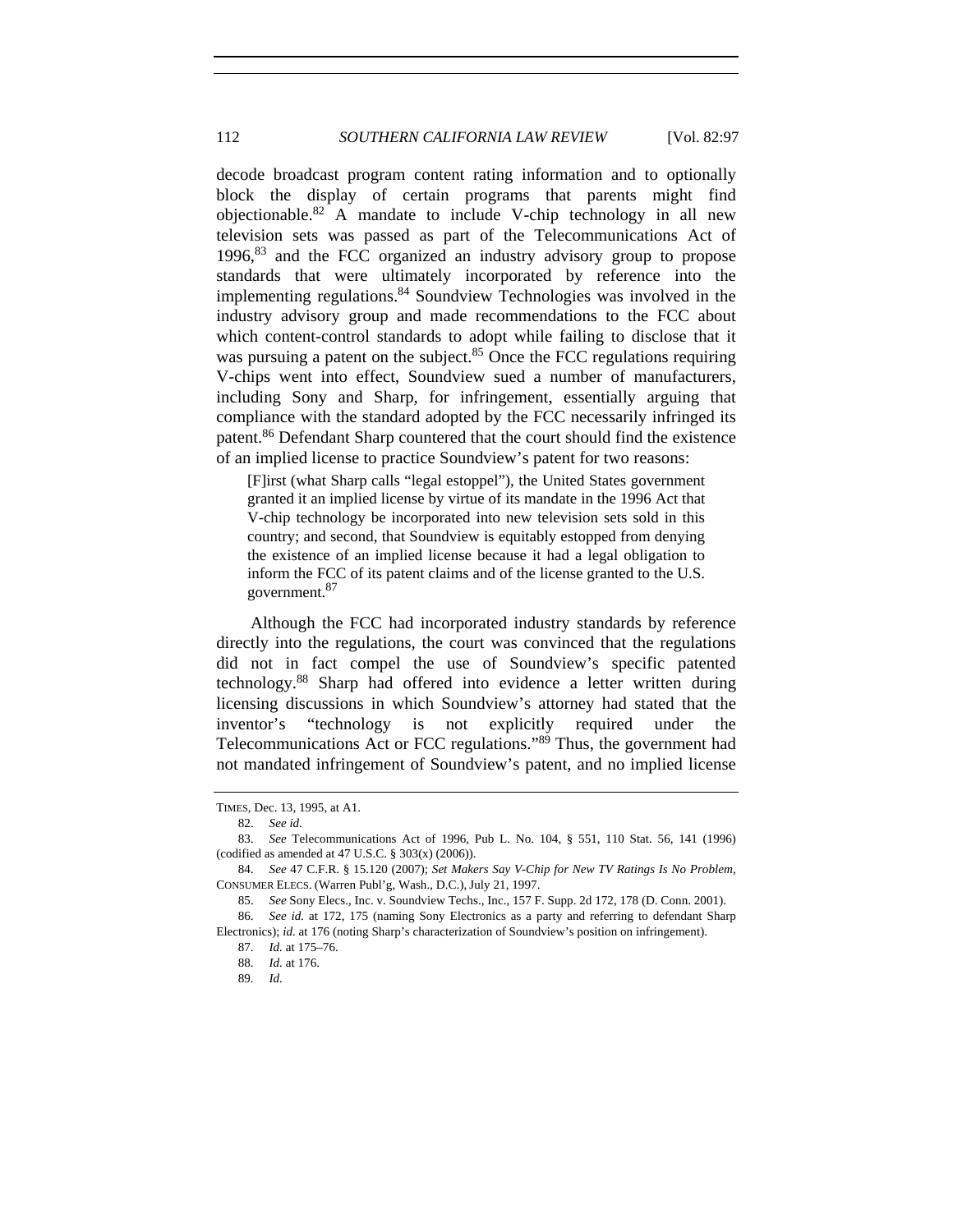decode broadcast program content rating information and to optionally block the display of certain programs that parents might find objectionable.[82] A mandate to include V-chip technology in all new television sets was passed as part of the Telecommunications Act of 1996,[83] and the FCC organized an industry advisory group to propose standards that were ultimately incorporated by reference into the implementing regulations.[84] Soundview Technologies was involved in the industry advisory group and made recommendations to the FCC about which content-control standards to adopt while failing to disclose that it was pursuing a patent on the subject.[85] Once the FCC regulations requiring V-chips went into effect, Soundview sued a number of manufacturers, including Sony and Sharp, for infringement, essentially arguing that compliance with the standard adopted by the FCC necessarily infringed its patent.[86] Defendant Sharp countered that the court should find the existence of an implied license to practice Soundview's patent for two reasons:

> [F]irst (what Sharp calls "legal estoppel"), the United States government granted it an implied license by virtue of its mandate in the 1996 Act that V-chip technology be incorporated into new television sets sold in this country; and second, that Soundview is equitably estopped from denying the existence of an implied license because it had a legal obligation to inform the FCC of its patent claims and of the license granted to the U.S. government.[87]

Although the FCC had incorporated industry standards by reference directly into the regulations, the court was convinced that the regulations did not in fact compel the use of Soundview's specific patented technology.[88] Sharp had offered into evidence a letter written during licensing discussions in which Soundview's attorney had stated that the inventor's "technology is not explicitly required under the Telecommunications Act or FCC regulations."[89] Thus, the government had not mandated infringement of Soundview's patent, and no implied license

TIMES, Dec. 13, 1995, at A1.

82. *See id.*

83. *See* Telecommunications Act of 1996, Pub L. No. 104, § 551, 110 Stat. 56, 141 (1996) (codified as amended at 47 U.S.C. § 303(x) (2006)).

84. *See* 47 C.F.R. § 15.120 (2007); *Set Makers Say V-Chip for New TV Ratings Is No Problem*, CONSUMER ELECS. (Warren Publ'g, Wash., D.C.), July 21, 1997.

85. *See* Sony Elecs., Inc. v. Soundview Techs., Inc., 157 F. Supp. 2d 172, 178 (D. Conn. 2001).

86. *See id.* at 172, 175 (naming Sony Electronics as a party and referring to defendant Sharp Electronics); *id.* at 176 (noting Sharp's characterization of Soundview's position on infringement).

87. *Id.* at 175–76.

88. *Id.* at 176.

89. *Id.*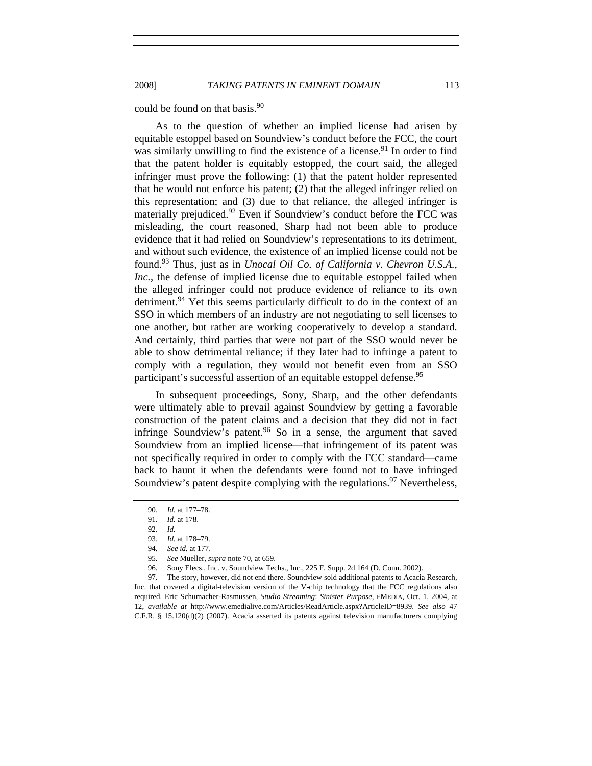could be found on that basis.[90]

As to the question of whether an implied license had arisen by equitable estoppel based on Soundview's conduct before the FCC, the court was similarly unwilling to find the existence of a license.[91] In order to find that the patent holder is equitably estopped, the court said, the alleged infringer must prove the following: (1) that the patent holder represented that he would not enforce his patent; (2) that the alleged infringer relied on this representation; and (3) due to that reliance, the alleged infringer is materially prejudiced.[92] Even if Soundview's conduct before the FCC was misleading, the court reasoned, Sharp had not been able to produce evidence that it had relied on Soundview's representations to its detriment, and without such evidence, the existence of an implied license could not be found.[93] Thus, just as in *Unocal Oil Co. of California v. Chevron U.S.A., Inc.*, the defense of implied license due to equitable estoppel failed when the alleged infringer could not produce evidence of reliance to its own detriment.[94] Yet this seems particularly difficult to do in the context of an SSO in which members of an industry are not negotiating to sell licenses to one another, but rather are working cooperatively to develop a standard. And certainly, third parties that were not part of the SSO would never be able to show detrimental reliance; if they later had to infringe a patent to comply with a regulation, they would not benefit even from an SSO participant's successful assertion of an equitable estoppel defense.[95]

In subsequent proceedings, Sony, Sharp, and the other defendants were ultimately able to prevail against Soundview by getting a favorable construction of the patent claims and a decision that they did not in fact infringe Soundview's patent.[96] So in a sense, the argument that saved Soundview from an implied license—that infringement of its patent was not specifically required in order to comply with the FCC standard—came back to haunt it when the defendants were found not to have infringed Soundview's patent despite complying with the regulations.[97] Nevertheless,

---

90. *Id.* at 177–78.

91. *Id.* at 178.

92. *Id.*

93. *Id.* at 178–79.

94. *See id.* at 177.

95. *See* Mueller, *supra* note 70, at 659.

96. Sony Elecs., Inc. v. Soundview Techs., Inc., 225 F. Supp. 2d 164 (D. Conn. 2002).

97. The story, however, did not end there. Soundview sold additional patents to Acacia Research, Inc. that covered a digital-television version of the V-chip technology that the FCC regulations also required. Eric Schumacher-Rasmussen, *Studio Streaming*: *Sinister Purpose*, EMEDIA, Oct. 1, 2004, at 12, *available at* http://www.emedialive.com/Articles/ReadArticle.aspx?ArticleID=8939. *See also* 47 C.F.R. § 15.120(d)(2) (2007). Acacia asserted its patents against television manufacturers complying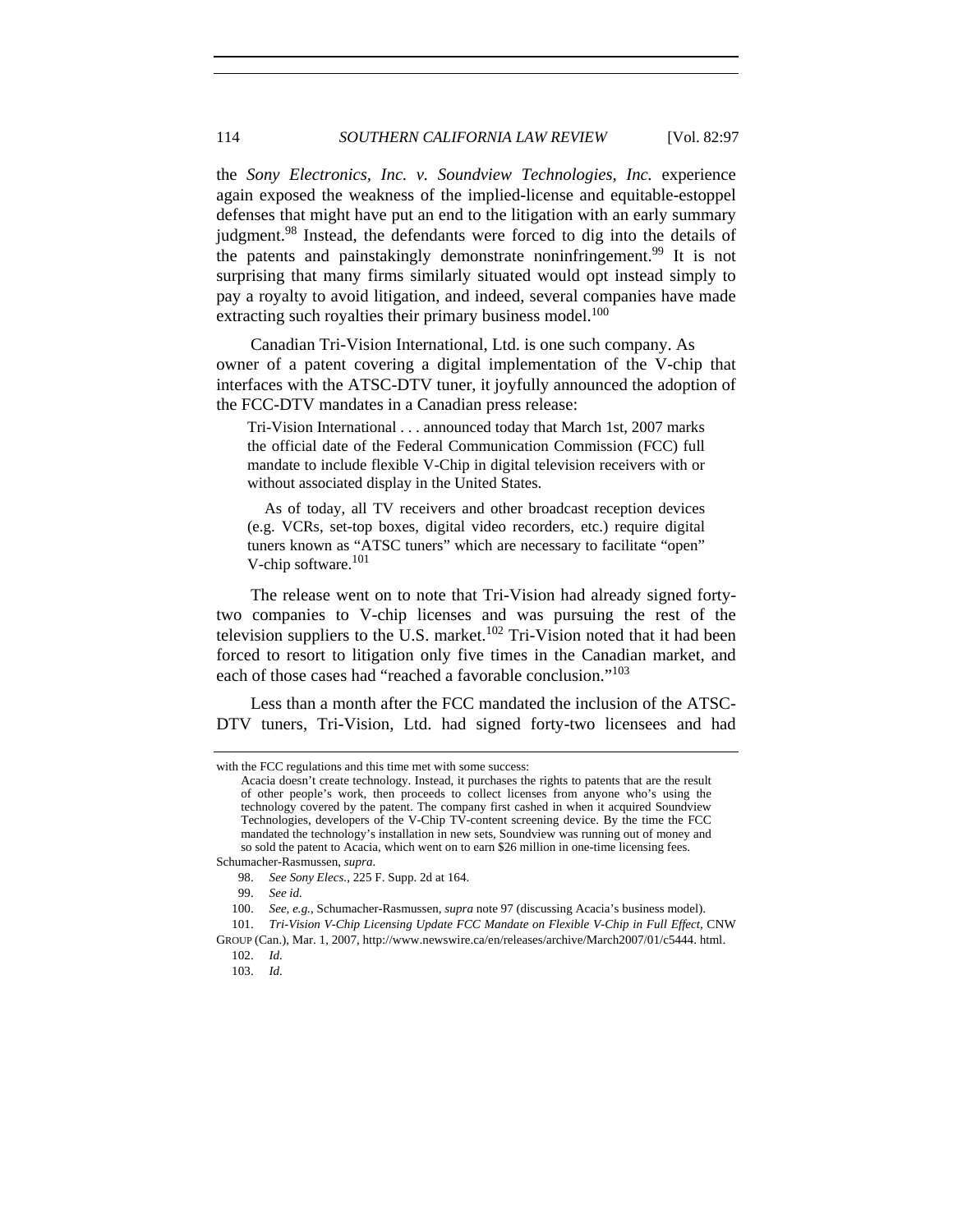the *Sony Electronics, Inc. v. Soundview Technologies, Inc.* experience again exposed the weakness of the implied-license and equitable-estoppel defenses that might have put an end to the litigation with an early summary judgment.[98] Instead, the defendants were forced to dig into the details of the patents and painstakingly demonstrate noninfringement.[99] It is not surprising that many firms similarly situated would opt instead simply to pay a royalty to avoid litigation, and indeed, several companies have made extracting such royalties their primary business model.[100]

Canadian Tri-Vision International, Ltd. is one such company. As owner of a patent covering a digital implementation of the V-chip that interfaces with the ATSC-DTV tuner, it joyfully announced the adoption of the FCC-DTV mandates in a Canadian press release:

> Tri-Vision International . . . announced today that March 1st, 2007 marks the official date of the Federal Communication Commission (FCC) full mandate to include flexible V-Chip in digital television receivers with or without associated display in the United States.
>
> As of today, all TV receivers and other broadcast reception devices (e.g. VCRs, set-top boxes, digital video recorders, etc.) require digital tuners known as "ATSC tuners" which are necessary to facilitate "open" V-chip software.[101]

The release went on to note that Tri-Vision had already signed forty-two companies to V-chip licenses and was pursuing the rest of the television suppliers to the U.S. market.[102] Tri-Vision noted that it had been forced to resort to litigation only five times in the Canadian market, and each of those cases had "reached a favorable conclusion."[103]

Less than a month after the FCC mandated the inclusion of the ATSC-DTV tuners, Tri-Vision, Ltd. had signed forty-two licensees and had

---

with the FCC regulations and this time met with some success:

> Acacia doesn't create technology. Instead, it purchases the rights to patents that are the result of other people's work, then proceeds to collect licenses from anyone who's using the technology covered by the patent. The company first cashed in when it acquired Soundview Technologies, developers of the V-Chip TV-content screening device. By the time the FCC mandated the technology's installation in new sets, Soundview was running out of money and so sold the patent to Acacia, which went on to earn $26 million in one-time licensing fees.

Schumacher-Rasmussen, *supra*.

98. *See Sony Elecs.*, 225 F. Supp. 2d at 164.

99. *See id.*

100. *See, e.g.*, Schumacher-Rasmussen, *supra* note 97 (discussing Acacia's business model).

101. *Tri-Vision V-Chip Licensing Update FCC Mandate on Flexible V-Chip in Full Effect*, CNW GROUP (Can.), Mar. 1, 2007, http://www.newswire.ca/en/releases/archive/March2007/01/c5444. html.

102. *Id.*

103. *Id.*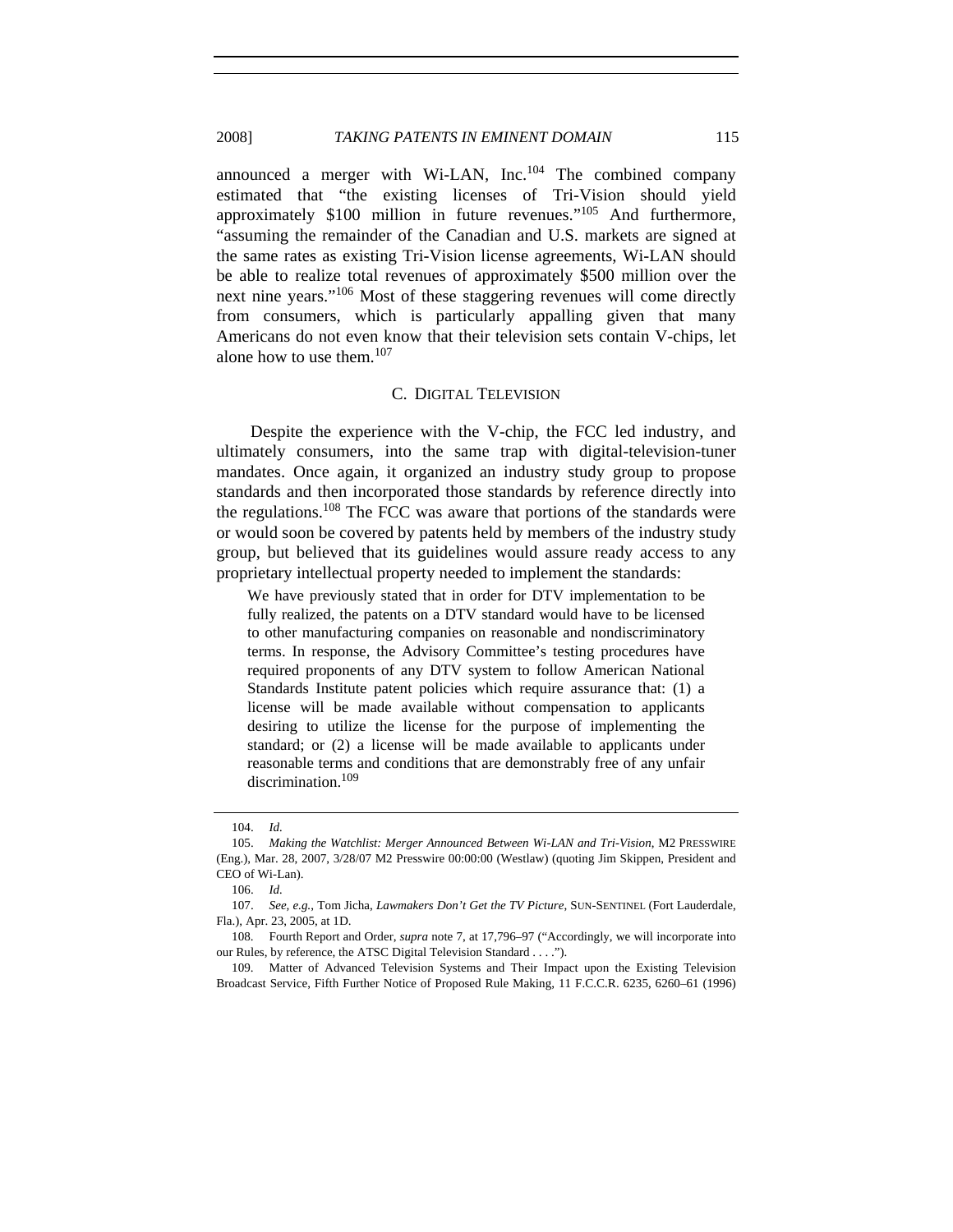announced a merger with Wi-LAN, Inc.[104] The combined company estimated that "the existing licenses of Tri-Vision should yield approximately $100 million in future revenues."[105] And furthermore, "assuming the remainder of the Canadian and U.S. markets are signed at the same rates as existing Tri-Vision license agreements, Wi-LAN should be able to realize total revenues of approximately $500 million over the next nine years."[106] Most of these staggering revenues will come directly from consumers, which is particularly appalling given that many Americans do not even know that their television sets contain V-chips, let alone how to use them.[107]

### C. Digital Television

Despite the experience with the V-chip, the FCC led industry, and ultimately consumers, into the same trap with digital-television-tuner mandates. Once again, it organized an industry study group to propose standards and then incorporated those standards by reference directly into the regulations.[108] The FCC was aware that portions of the standards were or would soon be covered by patents held by members of the industry study group, but believed that its guidelines would assure ready access to any proprietary intellectual property needed to implement the standards:

> We have previously stated that in order for DTV implementation to be fully realized, the patents on a DTV standard would have to be licensed to other manufacturing companies on reasonable and nondiscriminatory terms. In response, the Advisory Committee's testing procedures have required proponents of any DTV system to follow American National Standards Institute patent policies which require assurance that: (1) a license will be made available without compensation to applicants desiring to utilize the license for the purpose of implementing the standard; or (2) a license will be made available to applicants under reasonable terms and conditions that are demonstrably free of any unfair discrimination.[109]

---

104. *Id.*

105. *Making the Watchlist: Merger Announced Between Wi-LAN and Tri-Vision*, M2 PRESSWIRE (Eng.), Mar. 28, 2007, 3/28/07 M2 Presswire 00:00:00 (Westlaw) (quoting Jim Skippen, President and CEO of Wi-Lan).

106. *Id.*

107. *See, e.g.*, Tom Jicha, *Lawmakers Don't Get the TV Picture*, SUN-SENTINEL (Fort Lauderdale, Fla.), Apr. 23, 2005, at 1D.

108. Fourth Report and Order, *supra* note 7, at 17,796–97 ("Accordingly, we will incorporate into our Rules, by reference, the ATSC Digital Television Standard . . . .").

109. Matter of Advanced Television Systems and Their Impact upon the Existing Television Broadcast Service, Fifth Further Notice of Proposed Rule Making, 11 F.C.C.R. 6235, 6260–61 (1996)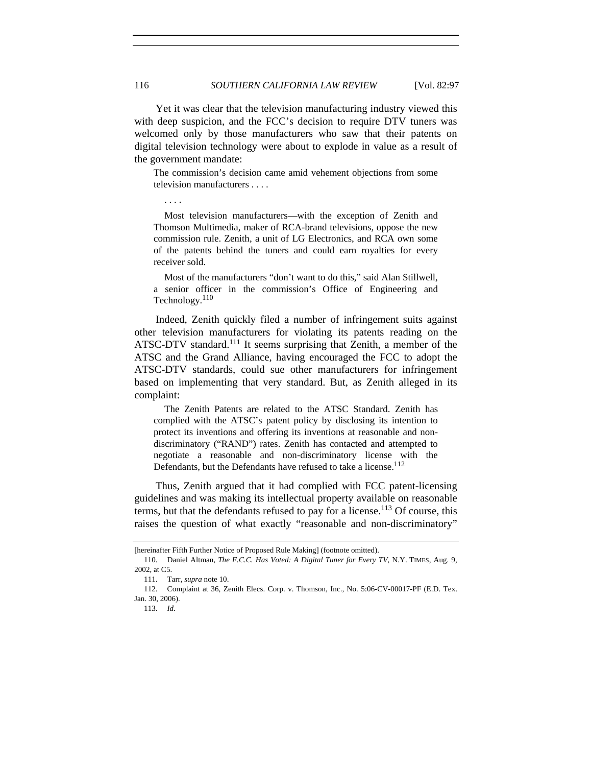Yet it was clear that the television manufacturing industry viewed this with deep suspicion, and the FCC's decision to require DTV tuners was welcomed only by those manufacturers who saw that their patents on digital television technology were about to explode in value as a result of the government mandate:

> The commission's decision came amid vehement objections from some television manufacturers . . . .
>
> . . . .
>
> Most television manufacturers—with the exception of Zenith and Thomson Multimedia, maker of RCA-brand televisions, oppose the new commission rule. Zenith, a unit of LG Electronics, and RCA own some of the patents behind the tuners and could earn royalties for every receiver sold.
>
> Most of the manufacturers "don't want to do this," said Alan Stillwell, a senior officer in the commission's Office of Engineering and Technology.[110]

Indeed, Zenith quickly filed a number of infringement suits against other television manufacturers for violating its patents reading on the ATSC-DTV standard.[111] It seems surprising that Zenith, a member of the ATSC and the Grand Alliance, having encouraged the FCC to adopt the ATSC-DTV standards, could sue other manufacturers for infringement based on implementing that very standard. But, as Zenith alleged in its complaint:

> The Zenith Patents are related to the ATSC Standard. Zenith has complied with the ATSC's patent policy by disclosing its intention to protect its inventions and offering its inventions at reasonable and non-discriminatory ("RAND") rates. Zenith has contacted and attempted to negotiate a reasonable and non-discriminatory license with the Defendants, but the Defendants have refused to take a license.[112]

Thus, Zenith argued that it had complied with FCC patent-licensing guidelines and was making its intellectual property available on reasonable terms, but that the defendants refused to pay for a license.[113] Of course, this raises the question of what exactly "reasonable and non-discriminatory"

---

[hereinafter Fifth Further Notice of Proposed Rule Making] (footnote omitted).

110. Daniel Altman, *The F.C.C. Has Voted: A Digital Tuner for Every TV*, N.Y. TIMES, Aug. 9, 2002, at C5.

111. Tarr, *supra* note 10.

112. Complaint at 36, Zenith Elecs. Corp. v. Thomson, Inc., No. 5:06-CV-00017-PF (E.D. Tex. Jan. 30, 2006).

113. *Id.*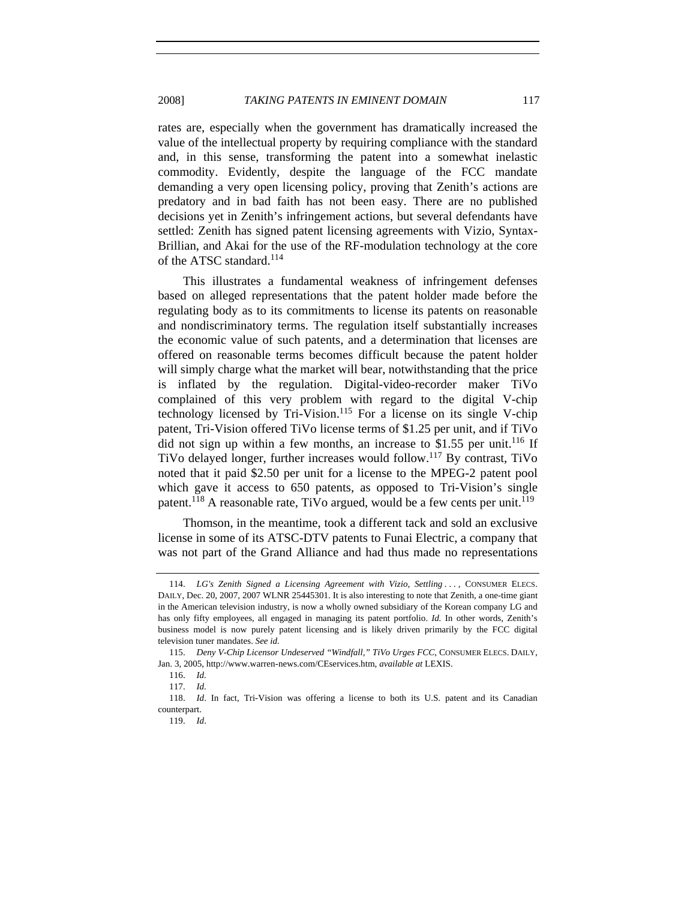rates are, especially when the government has dramatically increased the value of the intellectual property by requiring compliance with the standard and, in this sense, transforming the patent into a somewhat inelastic commodity. Evidently, despite the language of the FCC mandate demanding a very open licensing policy, proving that Zenith's actions are predatory and in bad faith has not been easy. There are no published decisions yet in Zenith's infringement actions, but several defendants have settled: Zenith has signed patent licensing agreements with Vizio, Syntax-Brillian, and Akai for the use of the RF-modulation technology at the core of the ATSC standard.[114]

This illustrates a fundamental weakness of infringement defenses based on alleged representations that the patent holder made before the regulating body as to its commitments to license its patents on reasonable and nondiscriminatory terms. The regulation itself substantially increases the economic value of such patents, and a determination that licenses are offered on reasonable terms becomes difficult because the patent holder will simply charge what the market will bear, notwithstanding that the price is inflated by the regulation. Digital-video-recorder maker TiVo complained of this very problem with regard to the digital V-chip technology licensed by Tri-Vision.[115] For a license on its single V-chip patent, Tri-Vision offered TiVo license terms of $1.25 per unit, and if TiVo did not sign up within a few months, an increase to $1.55 per unit.[116] If TiVo delayed longer, further increases would follow.[117] By contrast, TiVo noted that it paid $2.50 per unit for a license to the MPEG-2 patent pool which gave it access to 650 patents, as opposed to Tri-Vision's single patent.[118] A reasonable rate, TiVo argued, would be a few cents per unit.[119]

Thomson, in the meantime, took a different tack and sold an exclusive license in some of its ATSC-DTV patents to Funai Electric, a company that was not part of the Grand Alliance and had thus made no representations

---

114. *LG's Zenith Signed a Licensing Agreement with Vizio, Settling . . .* , CONSUMER ELECS. DAILY, Dec. 20, 2007, 2007 WLNR 25445301. It is also interesting to note that Zenith, a one-time giant in the American television industry, is now a wholly owned subsidiary of the Korean company LG and has only fifty employees, all engaged in managing its patent portfolio. *Id.* In other words, Zenith's business model is now purely patent licensing and is likely driven primarily by the FCC digital television tuner mandates. *See id.*

115. *Deny V-Chip Licensor Undeserved "Windfall," TiVo Urges FCC*, CONSUMER ELECS. DAILY, Jan. 3, 2005, http://www.warren-news.com/CEservices.htm, *available at* LEXIS.

116. *Id.*

117. *Id.*

118. *Id*. In fact, Tri-Vision was offering a license to both its U.S. patent and its Canadian counterpart.

119. *Id*.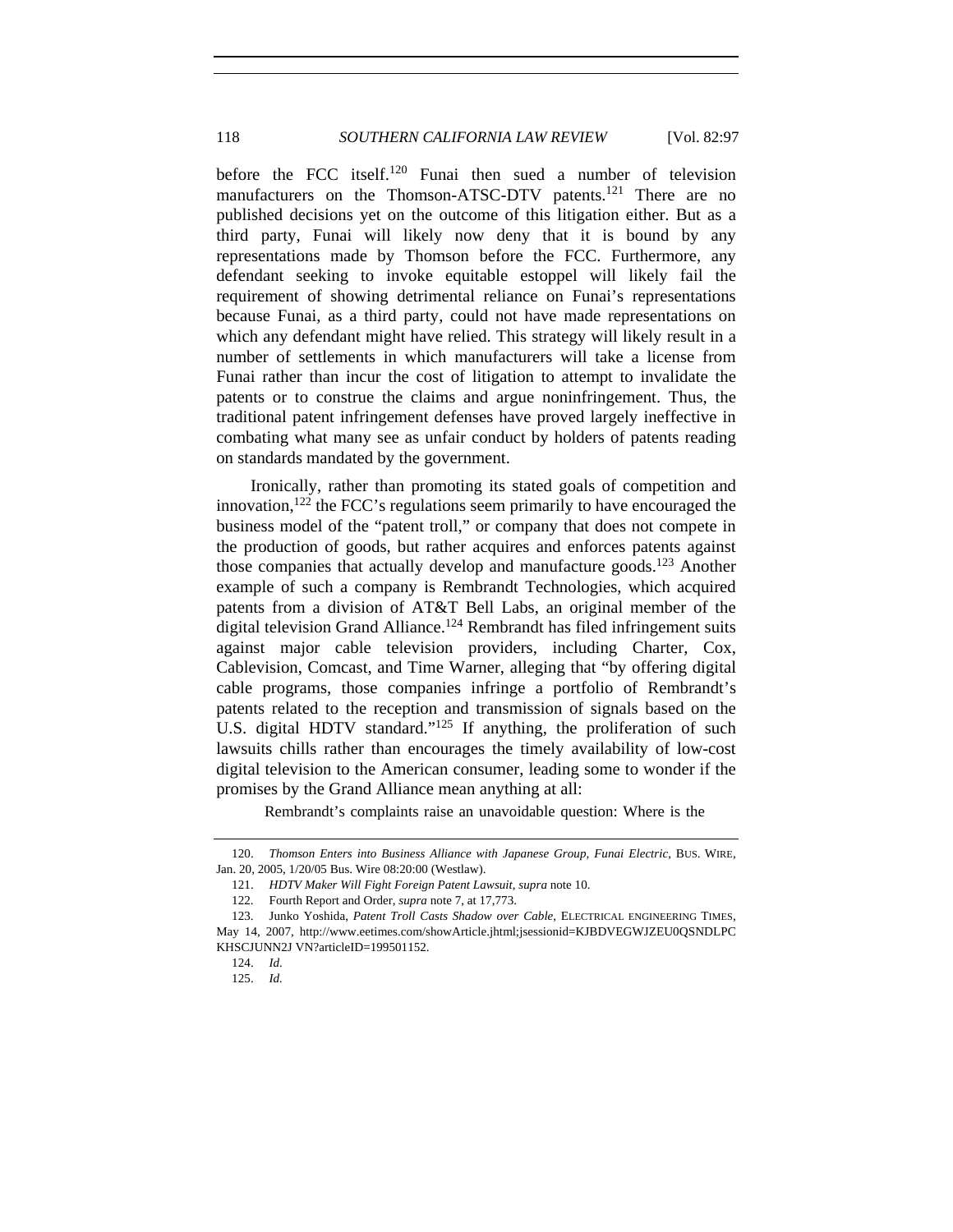before the FCC itself.[120] Funai then sued a number of television manufacturers on the Thomson-ATSC-DTV patents.[121] There are no published decisions yet on the outcome of this litigation either. But as a third party, Funai will likely now deny that it is bound by any representations made by Thomson before the FCC. Furthermore, any defendant seeking to invoke equitable estoppel will likely fail the requirement of showing detrimental reliance on Funai's representations because Funai, as a third party, could not have made representations on which any defendant might have relied. This strategy will likely result in a number of settlements in which manufacturers will take a license from Funai rather than incur the cost of litigation to attempt to invalidate the patents or to construe the claims and argue noninfringement. Thus, the traditional patent infringement defenses have proved largely ineffective in combating what many see as unfair conduct by holders of patents reading on standards mandated by the government.

Ironically, rather than promoting its stated goals of competition and innovation,[122] the FCC's regulations seem primarily to have encouraged the business model of the "patent troll," or company that does not compete in the production of goods, but rather acquires and enforces patents against those companies that actually develop and manufacture goods.[123] Another example of such a company is Rembrandt Technologies, which acquired patents from a division of AT&T Bell Labs, an original member of the digital television Grand Alliance.[124] Rembrandt has filed infringement suits against major cable television providers, including Charter, Cox, Cablevision, Comcast, and Time Warner, alleging that "by offering digital cable programs, those companies infringe a portfolio of Rembrandt's patents related to the reception and transmission of signals based on the U.S. digital HDTV standard."[125] If anything, the proliferation of such lawsuits chills rather than encourages the timely availability of low-cost digital television to the American consumer, leading some to wonder if the promises by the Grand Alliance mean anything at all:

> Rembrandt's complaints raise an unavoidable question: Where is the

---

120. *Thomson Enters into Business Alliance with Japanese Group, Funai Electric*, BUS. WIRE, Jan. 20, 2005, 1/20/05 Bus. Wire 08:20:00 (Westlaw).

121. *HDTV Maker Will Fight Foreign Patent Lawsuit*, *supra* note 10.

122. Fourth Report and Order, *supra* note 7, at 17,773.

123. Junko Yoshida, *Patent Troll Casts Shadow over Cable*, ELECTRICAL ENGINEERING TIMES, May 14, 2007, http://www.eetimes.com/showArticle.jhtml;jsessionid=KJBDVEGWJZEU0QSNDLPCKHSCJUNN2JVN?articleID=199501152.

124. *Id.*

125. *Id.*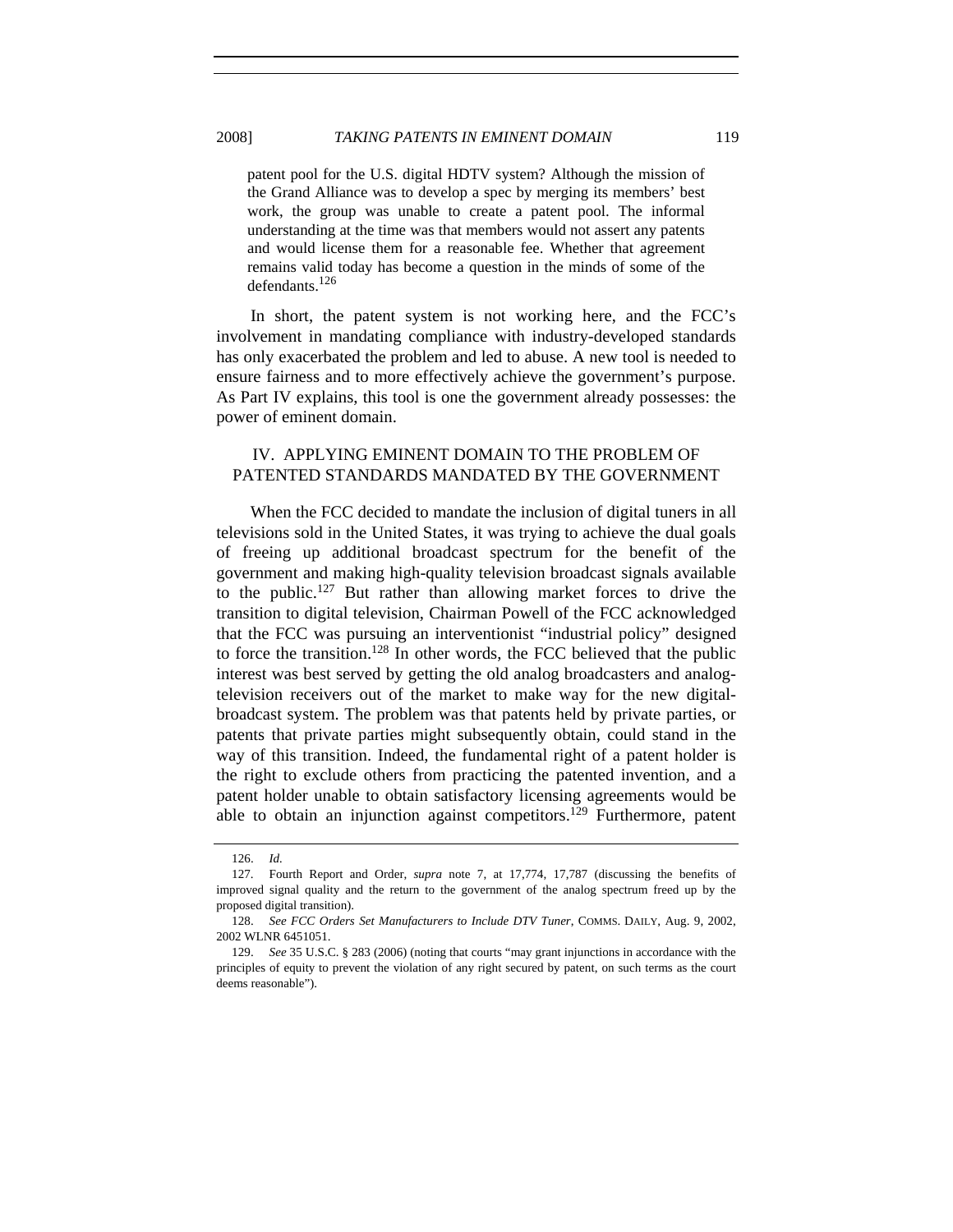> patent pool for the U.S. digital HDTV system? Although the mission of the Grand Alliance was to develop a spec by merging its members' best work, the group was unable to create a patent pool. The informal understanding at the time was that members would not assert any patents and would license them for a reasonable fee. Whether that agreement remains valid today has become a question in the minds of some of the defendants.[126]

In short, the patent system is not working here, and the FCC's involvement in mandating compliance with industry-developed standards has only exacerbated the problem and led to abuse. A new tool is needed to ensure fairness and to more effectively achieve the government's purpose. As Part IV explains, this tool is one the government already possesses: the power of eminent domain.

## IV. APPLYING EMINENT DOMAIN TO THE PROBLEM OF PATENTED STANDARDS MANDATED BY THE GOVERNMENT

When the FCC decided to mandate the inclusion of digital tuners in all televisions sold in the United States, it was trying to achieve the dual goals of freeing up additional broadcast spectrum for the benefit of the government and making high-quality television broadcast signals available to the public.[127] But rather than allowing market forces to drive the transition to digital television, Chairman Powell of the FCC acknowledged that the FCC was pursuing an interventionist "industrial policy" designed to force the transition.[128] In other words, the FCC believed that the public interest was best served by getting the old analog broadcasters and analog-television receivers out of the market to make way for the new digital-broadcast system. The problem was that patents held by private parties, or patents that private parties might subsequently obtain, could stand in the way of this transition. Indeed, the fundamental right of a patent holder is the right to exclude others from practicing the patented invention, and a patent holder unable to obtain satisfactory licensing agreements would be able to obtain an injunction against competitors.[129] Furthermore, patent

---

126. *Id.*

127. Fourth Report and Order, *supra* note 7, at 17,774, 17,787 (discussing the benefits of improved signal quality and the return to the government of the analog spectrum freed up by the proposed digital transition).

128. *See FCC Orders Set Manufacturers to Include DTV Tuner*, COMMS. DAILY, Aug. 9, 2002, 2002 WLNR 6451051.

129. *See* 35 U.S.C. § 283 (2006) (noting that courts "may grant injunctions in accordance with the principles of equity to prevent the violation of any right secured by patent, on such terms as the court deems reasonable").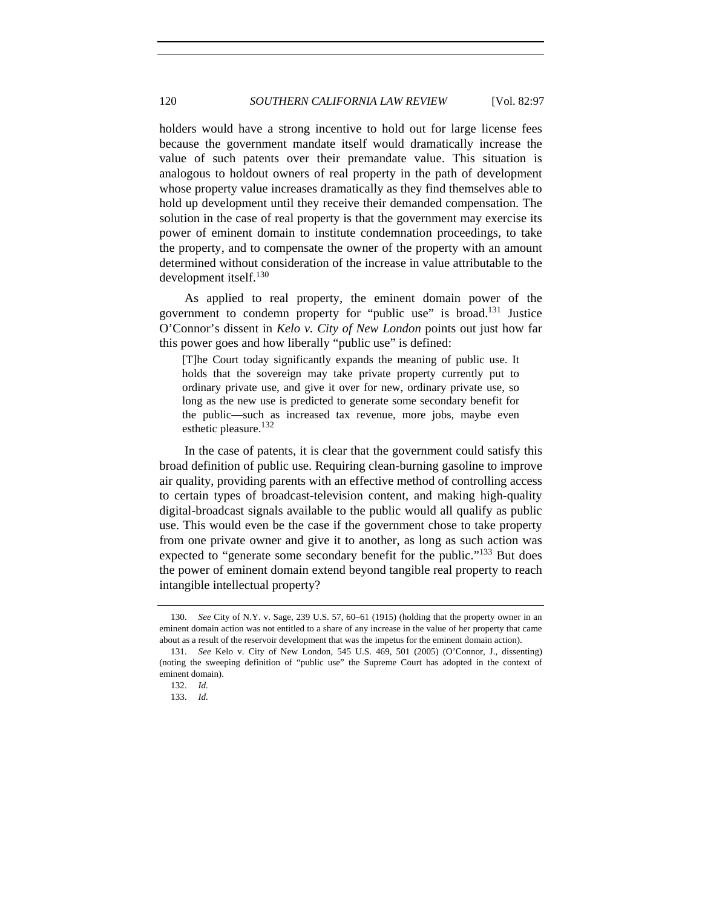holders would have a strong incentive to hold out for large license fees because the government mandate itself would dramatically increase the value of such patents over their premandate value. This situation is analogous to holdout owners of real property in the path of development whose property value increases dramatically as they find themselves able to hold up development until they receive their demanded compensation. The solution in the case of real property is that the government may exercise its power of eminent domain to institute condemnation proceedings, to take the property, and to compensate the owner of the property with an amount determined without consideration of the increase in value attributable to the development itself.[130]

As applied to real property, the eminent domain power of the government to condemn property for "public use" is broad.[131] Justice O'Connor's dissent in *Kelo v. City of New London* points out just how far this power goes and how liberally "public use" is defined:

> [T]he Court today significantly expands the meaning of public use. It holds that the sovereign may take private property currently put to ordinary private use, and give it over for new, ordinary private use, so long as the new use is predicted to generate some secondary benefit for the public—such as increased tax revenue, more jobs, maybe even esthetic pleasure.[132]

In the case of patents, it is clear that the government could satisfy this broad definition of public use. Requiring clean-burning gasoline to improve air quality, providing parents with an effective method of controlling access to certain types of broadcast-television content, and making high-quality digital-broadcast signals available to the public would all qualify as public use. This would even be the case if the government chose to take property from one private owner and give it to another, as long as such action was expected to "generate some secondary benefit for the public."[133] But does the power of eminent domain extend beyond tangible real property to reach intangible intellectual property?

---

130. *See* City of N.Y. v. Sage, 239 U.S. 57, 60–61 (1915) (holding that the property owner in an eminent domain action was not entitled to a share of any increase in the value of her property that came about as a result of the reservoir development that was the impetus for the eminent domain action).

131. *See* Kelo v. City of New London, 545 U.S. 469, 501 (2005) (O'Connor, J., dissenting) (noting the sweeping definition of "public use" the Supreme Court has adopted in the context of eminent domain).

132. *Id.*

133. *Id.*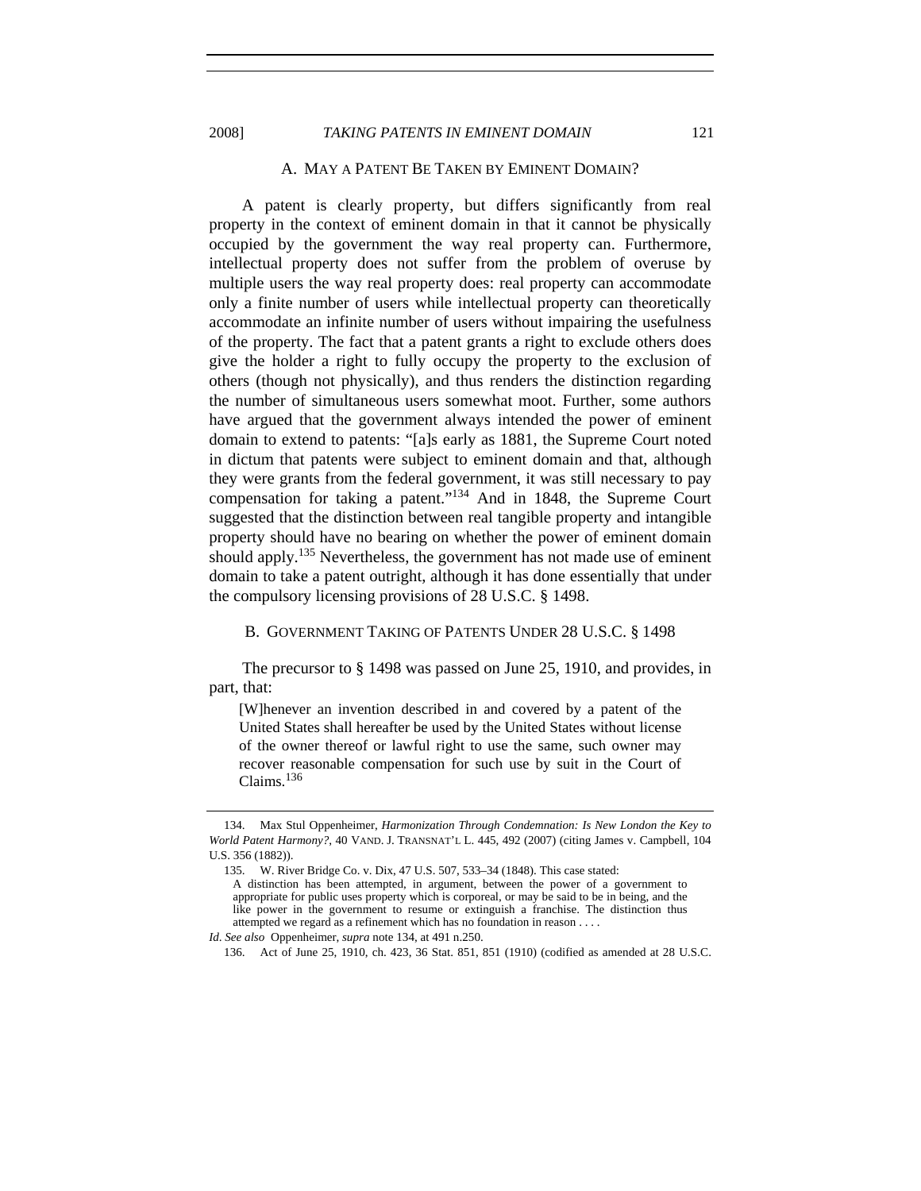### A. MAY A PATENT BE TAKEN BY EMINENT DOMAIN?

A patent is clearly property, but differs significantly from real property in the context of eminent domain in that it cannot be physically occupied by the government the way real property can. Furthermore, intellectual property does not suffer from the problem of overuse by multiple users the way real property does: real property can accommodate only a finite number of users while intellectual property can theoretically accommodate an infinite number of users without impairing the usefulness of the property. The fact that a patent grants a right to exclude others does give the holder a right to fully occupy the property to the exclusion of others (though not physically), and thus renders the distinction regarding the number of simultaneous users somewhat moot. Further, some authors have argued that the government always intended the power of eminent domain to extend to patents: "[a]s early as 1881, the Supreme Court noted in dictum that patents were subject to eminent domain and that, although they were grants from the federal government, it was still necessary to pay compensation for taking a patent."[134] And in 1848, the Supreme Court suggested that the distinction between real tangible property and intangible property should have no bearing on whether the power of eminent domain should apply.[135] Nevertheless, the government has not made use of eminent domain to take a patent outright, although it has done essentially that under the compulsory licensing provisions of 28 U.S.C. § 1498.

### B. GOVERNMENT TAKING OF PATENTS UNDER 28 U.S.C. § 1498

The precursor to § 1498 was passed on June 25, 1910, and provides, in part, that:

> [W]henever an invention described in and covered by a patent of the United States shall hereafter be used by the United States without license of the owner thereof or lawful right to use the same, such owner may recover reasonable compensation for such use by suit in the Court of Claims.[136]

---

134. Max Stul Oppenheimer, *Harmonization Through Condemnation: Is New London the Key to World Patent Harmony?*, 40 VAND. J. TRANSNAT'L L. 445, 492 (2007) (citing James v. Campbell, 104 U.S. 356 (1882)).

135. W. River Bridge Co. v. Dix, 47 U.S. 507, 533–34 (1848). This case stated:

> A distinction has been attempted, in argument, between the power of a government to appropriate for public uses property which is corporeal, or may be said to be in being, and the like power in the government to resume or extinguish a franchise. The distinction thus attempted we regard as a refinement which has no foundation in reason . . . .

*Id*. *See also* Oppenheimer, *supra* note 134, at 491 n.250.

136. Act of June 25, 1910, ch. 423, 36 Stat. 851, 851 (1910) (codified as amended at 28 U.S.C.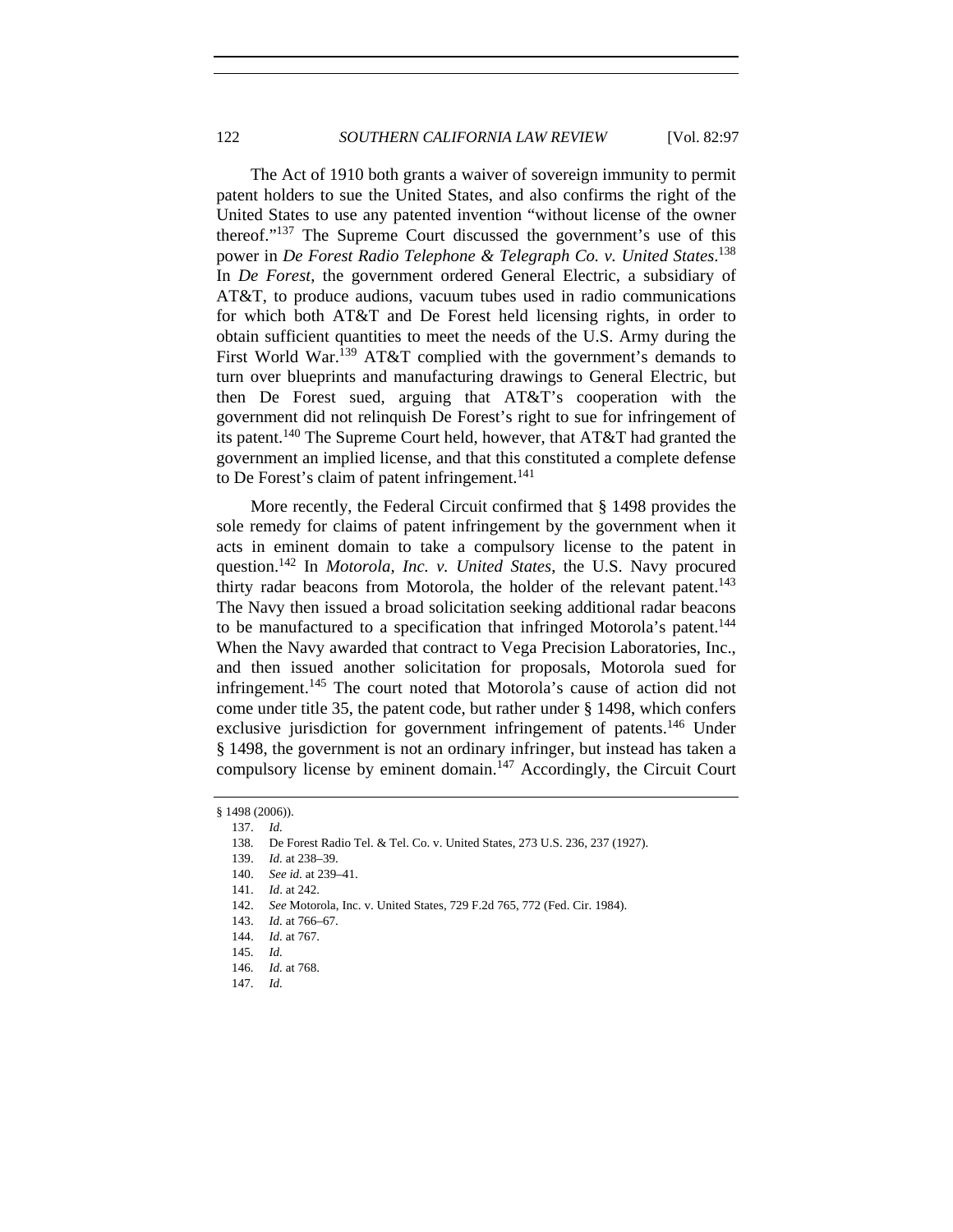The Act of 1910 both grants a waiver of sovereign immunity to permit patent holders to sue the United States, and also confirms the right of the United States to use any patented invention "without license of the owner thereof."[137] The Supreme Court discussed the government's use of this power in *De Forest Radio Telephone & Telegraph Co. v. United States*.[138] In *De Forest*, the government ordered General Electric, a subsidiary of AT&T, to produce audions, vacuum tubes used in radio communications for which both AT&T and De Forest held licensing rights, in order to obtain sufficient quantities to meet the needs of the U.S. Army during the First World War.[139] AT&T complied with the government's demands to turn over blueprints and manufacturing drawings to General Electric, but then De Forest sued, arguing that AT&T's cooperation with the government did not relinquish De Forest's right to sue for infringement of its patent.[140] The Supreme Court held, however, that AT&T had granted the government an implied license, and that this constituted a complete defense to De Forest's claim of patent infringement.[141]

More recently, the Federal Circuit confirmed that § 1498 provides the sole remedy for claims of patent infringement by the government when it acts in eminent domain to take a compulsory license to the patent in question.[142] In *Motorola, Inc. v. United States*, the U.S. Navy procured thirty radar beacons from Motorola, the holder of the relevant patent.[143] The Navy then issued a broad solicitation seeking additional radar beacons to be manufactured to a specification that infringed Motorola's patent.[144] When the Navy awarded that contract to Vega Precision Laboratories, Inc., and then issued another solicitation for proposals, Motorola sued for infringement.[145] The court noted that Motorola's cause of action did not come under title 35, the patent code, but rather under § 1498, which confers exclusive jurisdiction for government infringement of patents.[146] Under § 1498, the government is not an ordinary infringer, but instead has taken a compulsory license by eminent domain.[147] Accordingly, the Circuit Court

---

§ 1498 (2006)).

137. *Id.*

138. De Forest Radio Tel. & Tel. Co. v. United States, 273 U.S. 236, 237 (1927).

139. *Id.* at 238–39.

140. *See id.* at 239–41.

141. *Id.* at 242.

142. *See* Motorola, Inc. v. United States, 729 F.2d 765, 772 (Fed. Cir. 1984).

143. *Id.* at 766–67.

144. *Id.* at 767.

145. *Id.*

146. *Id.* at 768.

147. *Id.*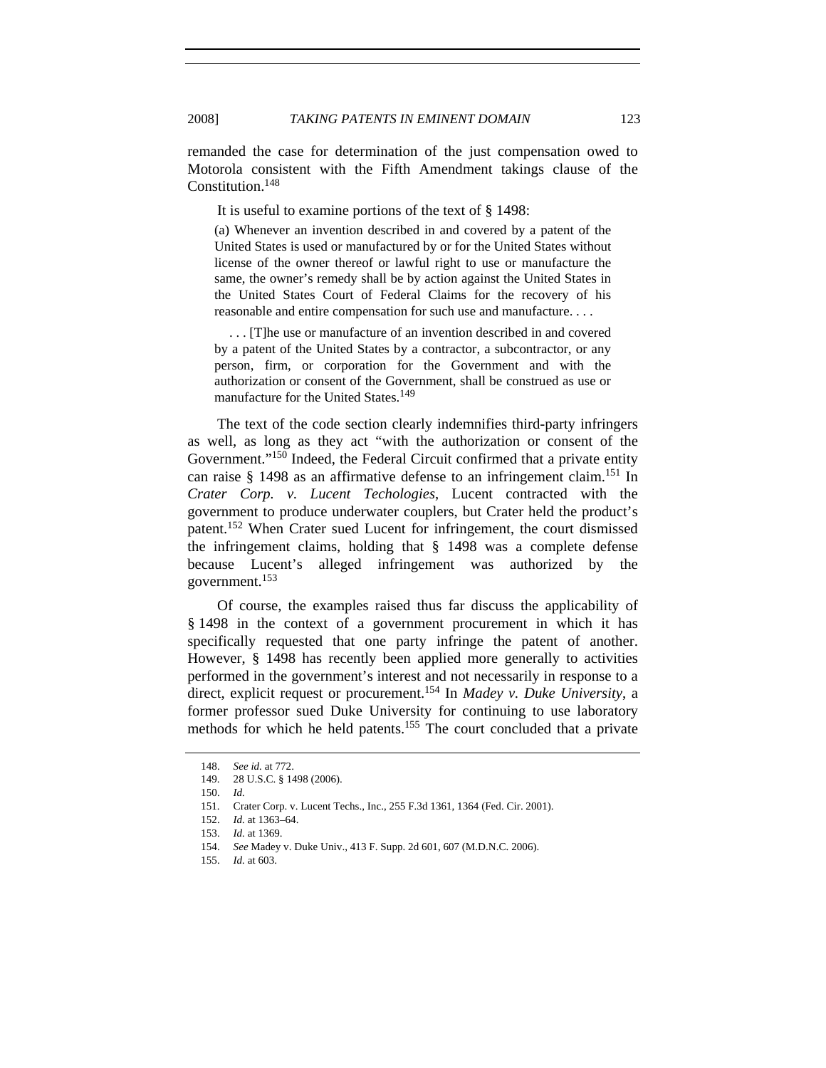remanded the case for determination of the just compensation owed to Motorola consistent with the Fifth Amendment takings clause of the Constitution.[148]

It is useful to examine portions of the text of § 1498:

> (a) Whenever an invention described in and covered by a patent of the United States is used or manufactured by or for the United States without license of the owner thereof or lawful right to use or manufacture the same, the owner's remedy shall be by action against the United States in the United States Court of Federal Claims for the recovery of his reasonable and entire compensation for such use and manufacture. . . .
>
> . . . [T]he use or manufacture of an invention described in and covered by a patent of the United States by a contractor, a subcontractor, or any person, firm, or corporation for the Government and with the authorization or consent of the Government, shall be construed as use or manufacture for the United States.[149]

The text of the code section clearly indemnifies third-party infringers as well, as long as they act "with the authorization or consent of the Government."[150] Indeed, the Federal Circuit confirmed that a private entity can raise § 1498 as an affirmative defense to an infringement claim.[151] In *Crater Corp. v. Lucent Techologies*, Lucent contracted with the government to produce underwater couplers, but Crater held the product's patent.[152] When Crater sued Lucent for infringement, the court dismissed the infringement claims, holding that § 1498 was a complete defense because Lucent's alleged infringement was authorized by the government.[153]

Of course, the examples raised thus far discuss the applicability of § 1498 in the context of a government procurement in which it has specifically requested that one party infringe the patent of another. However, § 1498 has recently been applied more generally to activities performed in the government's interest and not necessarily in response to a direct, explicit request or procurement.[154] In *Madey v. Duke University*, a former professor sued Duke University for continuing to use laboratory methods for which he held patents.[155] The court concluded that a private

---

148. *See id.* at 772.

149. 28 U.S.C. § 1498 (2006).

150. *Id.*

151. Crater Corp. v. Lucent Techs., Inc., 255 F.3d 1361, 1364 (Fed. Cir. 2001).

152. *Id.* at 1363–64.

153. *Id.* at 1369.

154. *See* Madey v. Duke Univ., 413 F. Supp. 2d 601, 607 (M.D.N.C. 2006).

155. *Id.* at 603.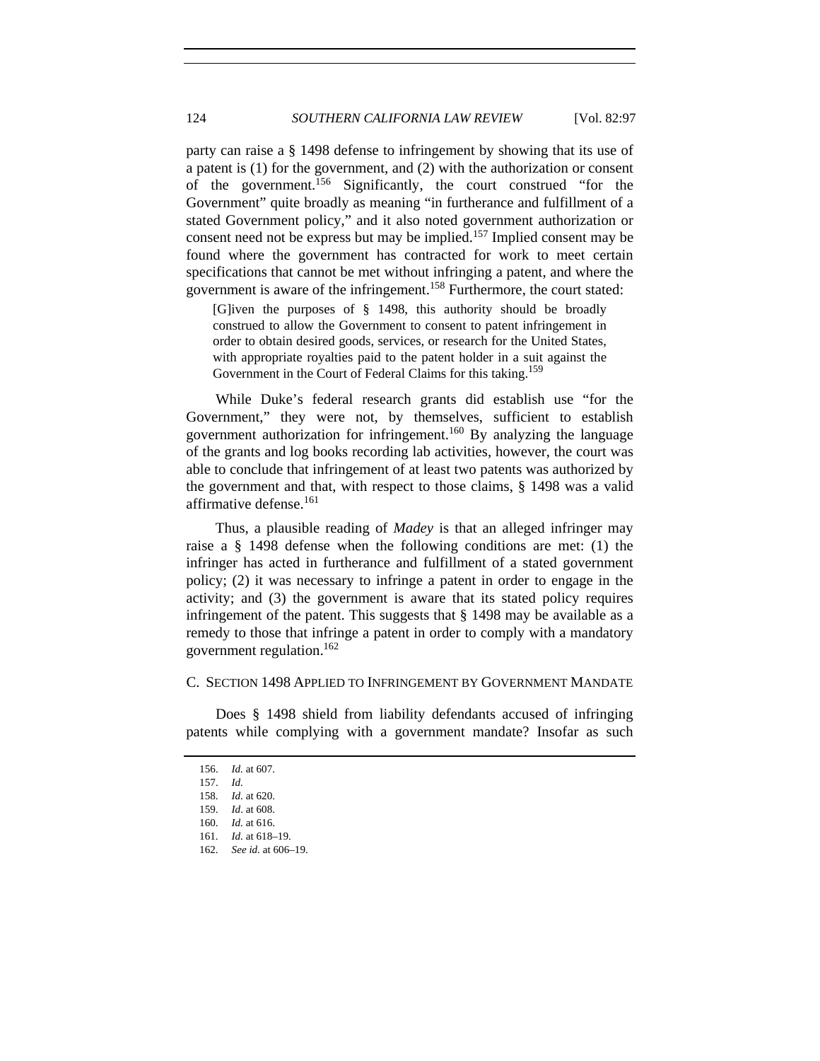party can raise a § 1498 defense to infringement by showing that its use of a patent is (1) for the government, and (2) with the authorization or consent of the government.[156] Significantly, the court construed "for the Government" quite broadly as meaning "in furtherance and fulfillment of a stated Government policy," and it also noted government authorization or consent need not be express but may be implied.[157] Implied consent may be found where the government has contracted for work to meet certain specifications that cannot be met without infringing a patent, and where the government is aware of the infringement.[158] Furthermore, the court stated:

> [G]iven the purposes of § 1498, this authority should be broadly construed to allow the Government to consent to patent infringement in order to obtain desired goods, services, or research for the United States, with appropriate royalties paid to the patent holder in a suit against the Government in the Court of Federal Claims for this taking.[159]

While Duke's federal research grants did establish use "for the Government," they were not, by themselves, sufficient to establish government authorization for infringement.[160] By analyzing the language of the grants and log books recording lab activities, however, the court was able to conclude that infringement of at least two patents was authorized by the government and that, with respect to those claims, § 1498 was a valid affirmative defense.[161]

Thus, a plausible reading of *Madey* is that an alleged infringer may raise a § 1498 defense when the following conditions are met: (1) the infringer has acted in furtherance and fulfillment of a stated government policy; (2) it was necessary to infringe a patent in order to engage in the activity; and (3) the government is aware that its stated policy requires infringement of the patent. This suggests that § 1498 may be available as a remedy to those that infringe a patent in order to comply with a mandatory government regulation.[162]

### C. SECTION 1498 APPLIED TO INFRINGEMENT BY GOVERNMENT MANDATE

Does § 1498 shield from liability defendants accused of infringing patents while complying with a government mandate? Insofar as such

156. *Id.* at 607.
157. *Id.*
158. *Id.* at 620.
159. *Id*. at 608.
160. *Id.* at 616.
161. *Id.* at 618–19.
162. *See id.* at 606–19.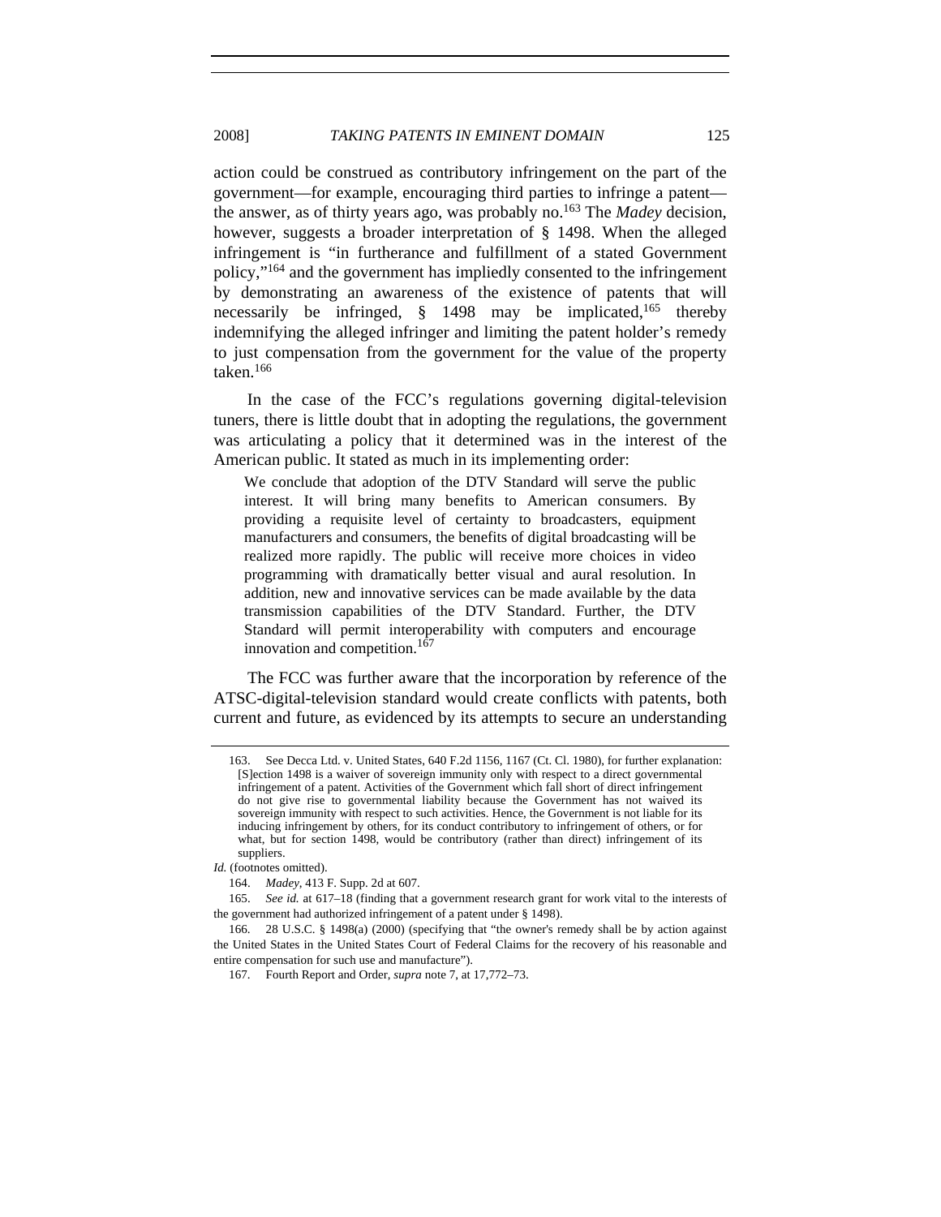action could be construed as contributory infringement on the part of the government—for example, encouraging third parties to infringe a patent—the answer, as of thirty years ago, was probably no.[163] The *Madey* decision, however, suggests a broader interpretation of § 1498. When the alleged infringement is "in furtherance and fulfillment of a stated Government policy,"[164] and the government has impliedly consented to the infringement by demonstrating an awareness of the existence of patents that will necessarily be infringed, § 1498 may be implicated,[165] thereby indemnifying the alleged infringer and limiting the patent holder's remedy to just compensation from the government for the value of the property taken.[166]

In the case of the FCC's regulations governing digital-television tuners, there is little doubt that in adopting the regulations, the government was articulating a policy that it determined was in the interest of the American public. It stated as much in its implementing order:

> We conclude that adoption of the DTV Standard will serve the public interest. It will bring many benefits to American consumers. By providing a requisite level of certainty to broadcasters, equipment manufacturers and consumers, the benefits of digital broadcasting will be realized more rapidly. The public will receive more choices in video programming with dramatically better visual and aural resolution. In addition, new and innovative services can be made available by the data transmission capabilities of the DTV Standard. Further, the DTV Standard will permit interoperability with computers and encourage innovation and competition.[167]

The FCC was further aware that the incorporation by reference of the ATSC-digital-television standard would create conflicts with patents, both current and future, as evidenced by its attempts to secure an understanding

---

163. See Decca Ltd. v. United States, 640 F.2d 1156, 1167 (Ct. Cl. 1980), for further explanation:

> [S]ection 1498 is a waiver of sovereign immunity only with respect to a direct governmental infringement of a patent. Activities of the Government which fall short of direct infringement do not give rise to governmental liability because the Government has not waived its sovereign immunity with respect to such activities. Hence, the Government is not liable for its inducing infringement by others, for its conduct contributory to infringement of others, or for what, but for section 1498, would be contributory (rather than direct) infringement of its suppliers.

*Id.* (footnotes omitted).

164. *Madey*, 413 F. Supp. 2d at 607.

165. *See id.* at 617–18 (finding that a government research grant for work vital to the interests of the government had authorized infringement of a patent under § 1498).

166. 28 U.S.C. § 1498(a) (2000) (specifying that "the owner's remedy shall be by action against the United States in the United States Court of Federal Claims for the recovery of his reasonable and entire compensation for such use and manufacture").

167. Fourth Report and Order, *supra* note 7, at 17,772–73.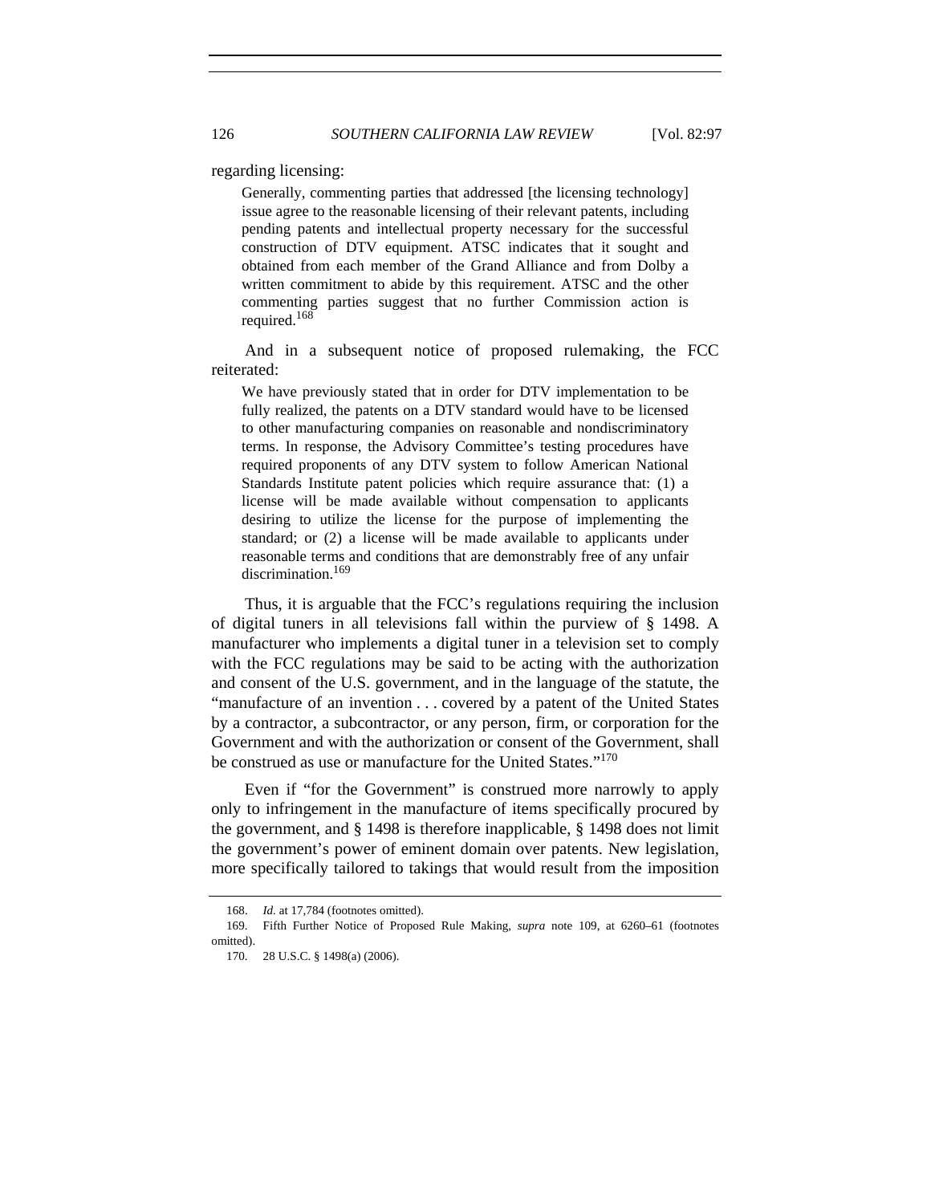regarding licensing:

> Generally, commenting parties that addressed [the licensing technology] issue agree to the reasonable licensing of their relevant patents, including pending patents and intellectual property necessary for the successful construction of DTV equipment. ATSC indicates that it sought and obtained from each member of the Grand Alliance and from Dolby a written commitment to abide by this requirement. ATSC and the other commenting parties suggest that no further Commission action is required.[168]

And in a subsequent notice of proposed rulemaking, the FCC reiterated:

> We have previously stated that in order for DTV implementation to be fully realized, the patents on a DTV standard would have to be licensed to other manufacturing companies on reasonable and nondiscriminatory terms. In response, the Advisory Committee's testing procedures have required proponents of any DTV system to follow American National Standards Institute patent policies which require assurance that: (1) a license will be made available without compensation to applicants desiring to utilize the license for the purpose of implementing the standard; or (2) a license will be made available to applicants under reasonable terms and conditions that are demonstrably free of any unfair discrimination.[169]

Thus, it is arguable that the FCC's regulations requiring the inclusion of digital tuners in all televisions fall within the purview of § 1498. A manufacturer who implements a digital tuner in a television set to comply with the FCC regulations may be said to be acting with the authorization and consent of the U.S. government, and in the language of the statute, the "manufacture of an invention . . . covered by a patent of the United States by a contractor, a subcontractor, or any person, firm, or corporation for the Government and with the authorization or consent of the Government, shall be construed as use or manufacture for the United States."[170]

Even if "for the Government" is construed more narrowly to apply only to infringement in the manufacture of items specifically procured by the government, and § 1498 is therefore inapplicable, § 1498 does not limit the government's power of eminent domain over patents. New legislation, more specifically tailored to takings that would result from the imposition

---

168. *Id.* at 17,784 (footnotes omitted).

169. Fifth Further Notice of Proposed Rule Making, *supra* note 109, at 6260–61 (footnotes omitted).

170. 28 U.S.C. § 1498(a) (2006).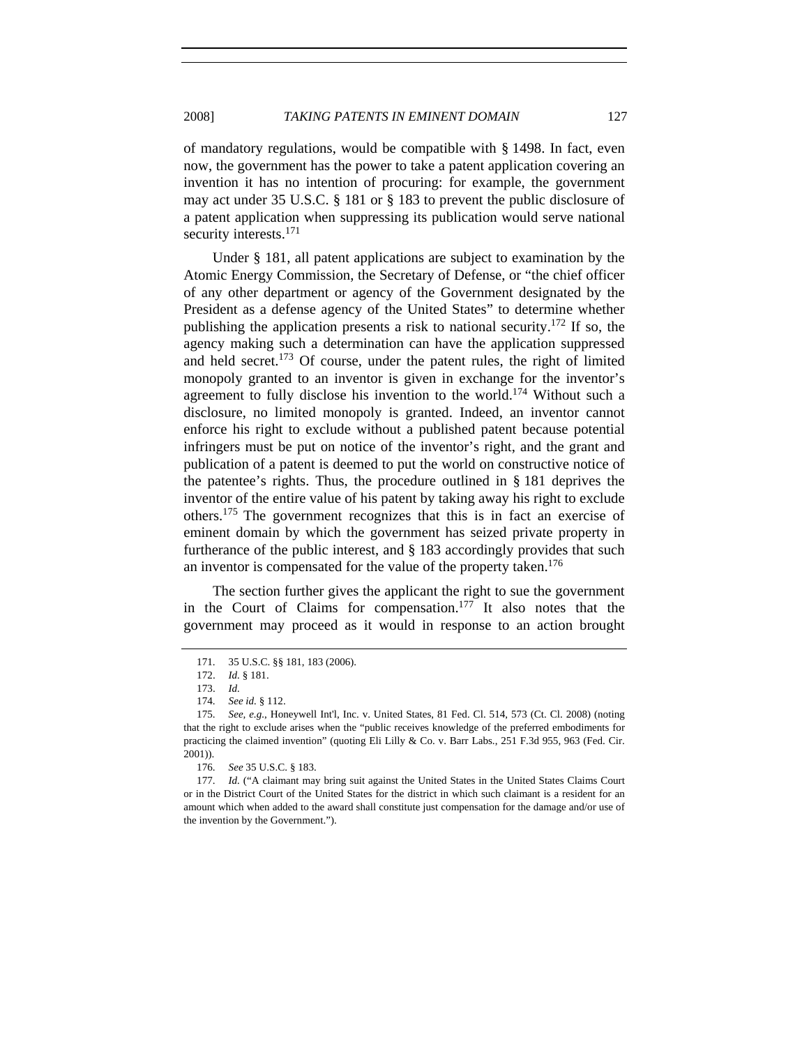of mandatory regulations, would be compatible with § 1498. In fact, even now, the government has the power to take a patent application covering an invention it has no intention of procuring: for example, the government may act under 35 U.S.C. § 181 or § 183 to prevent the public disclosure of a patent application when suppressing its publication would serve national security interests.[171]

Under § 181, all patent applications are subject to examination by the Atomic Energy Commission, the Secretary of Defense, or "the chief officer of any other department or agency of the Government designated by the President as a defense agency of the United States" to determine whether publishing the application presents a risk to national security.[172] If so, the agency making such a determination can have the application suppressed and held secret.[173] Of course, under the patent rules, the right of limited monopoly granted to an inventor is given in exchange for the inventor's agreement to fully disclose his invention to the world.[174] Without such a disclosure, no limited monopoly is granted. Indeed, an inventor cannot enforce his right to exclude without a published patent because potential infringers must be put on notice of the inventor's right, and the grant and publication of a patent is deemed to put the world on constructive notice of the patentee's rights. Thus, the procedure outlined in § 181 deprives the inventor of the entire value of his patent by taking away his right to exclude others.[175] The government recognizes that this is in fact an exercise of eminent domain by which the government has seized private property in furtherance of the public interest, and § 183 accordingly provides that such an inventor is compensated for the value of the property taken.[176]

The section further gives the applicant the right to sue the government in the Court of Claims for compensation.[177] It also notes that the government may proceed as it would in response to an action brought

---

171. 35 U.S.C. §§ 181, 183 (2006).

172. *Id.* § 181.

173. *Id.*

174. *See id.* § 112.

175. *See, e.g.*, Honeywell Int'l, Inc. v. United States, 81 Fed. Cl. 514, 573 (Ct. Cl. 2008) (noting that the right to exclude arises when the "public receives knowledge of the preferred embodiments for practicing the claimed invention" (quoting Eli Lilly & Co. v. Barr Labs., 251 F.3d 955, 963 (Fed. Cir. 2001)).

176. *See* 35 U.S.C. § 183.

177. *Id.* ("A claimant may bring suit against the United States in the United States Claims Court or in the District Court of the United States for the district in which such claimant is a resident for an amount which when added to the award shall constitute just compensation for the damage and/or use of the invention by the Government.").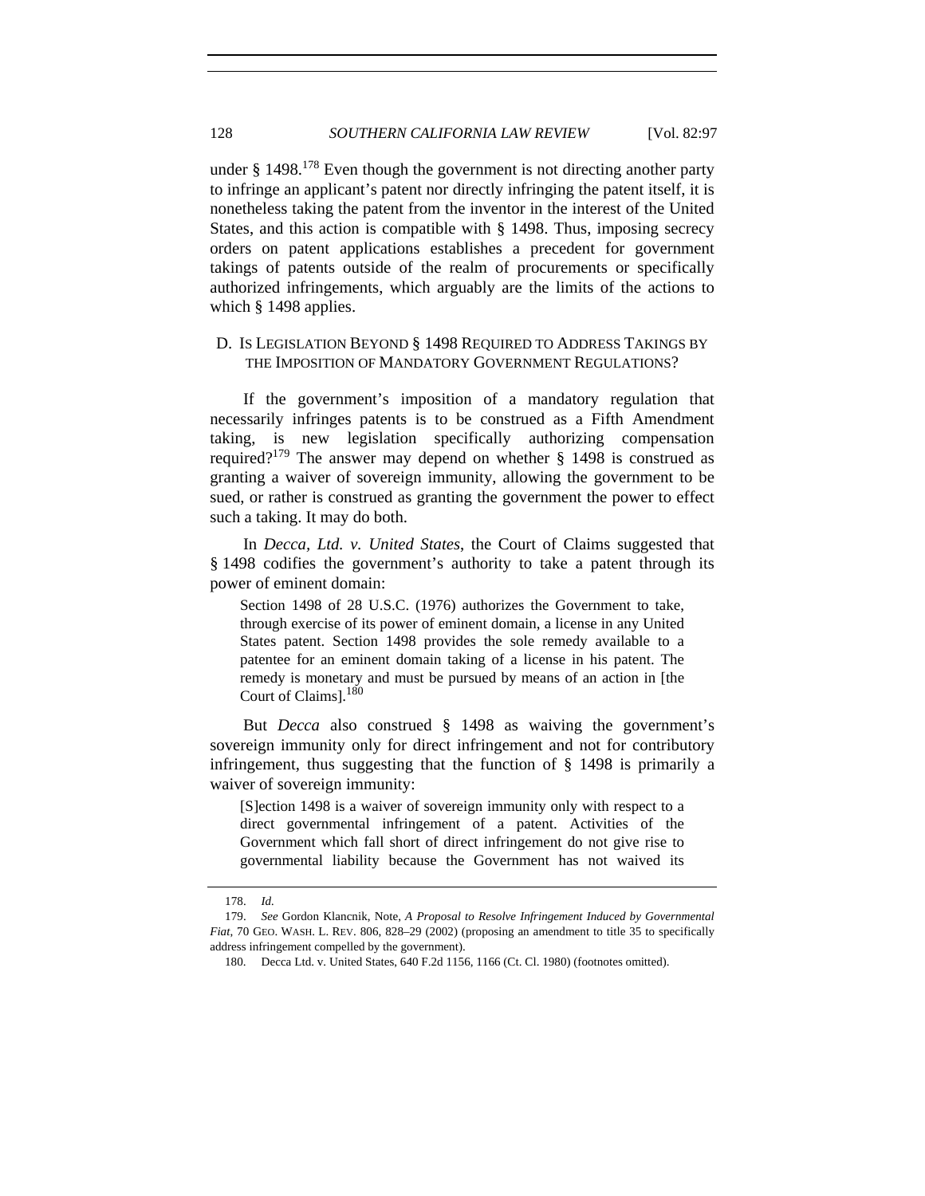under § 1498.[178] Even though the government is not directing another party to infringe an applicant's patent nor directly infringing the patent itself, it is nonetheless taking the patent from the inventor in the interest of the United States, and this action is compatible with § 1498. Thus, imposing secrecy orders on patent applications establishes a precedent for government takings of patents outside of the realm of procurements or specifically authorized infringements, which arguably are the limits of the actions to which § 1498 applies.

### D. Is Legislation Beyond § 1498 Required to Address Takings by the Imposition of Mandatory Government Regulations?

If the government's imposition of a mandatory regulation that necessarily infringes patents is to be construed as a Fifth Amendment taking, is new legislation specifically authorizing compensation required?[179] The answer may depend on whether § 1498 is construed as granting a waiver of sovereign immunity, allowing the government to be sued, or rather is construed as granting the government the power to effect such a taking. It may do both.

In *Decca, Ltd. v. United States*, the Court of Claims suggested that § 1498 codifies the government's authority to take a patent through its power of eminent domain:

> Section 1498 of 28 U.S.C. (1976) authorizes the Government to take, through exercise of its power of eminent domain, a license in any United States patent. Section 1498 provides the sole remedy available to a patentee for an eminent domain taking of a license in his patent. The remedy is monetary and must be pursued by means of an action in [the Court of Claims].[180]

But *Decca* also construed § 1498 as waiving the government's sovereign immunity only for direct infringement and not for contributory infringement, thus suggesting that the function of § 1498 is primarily a waiver of sovereign immunity:

> [S]ection 1498 is a waiver of sovereign immunity only with respect to a direct governmental infringement of a patent. Activities of the Government which fall short of direct infringement do not give rise to governmental liability because the Government has not waived its

---

178. *Id.*

179. *See* Gordon Klancnik, Note, *A Proposal to Resolve Infringement Induced by Governmental Fiat*, 70 GEO. WASH. L. REV. 806, 828–29 (2002) (proposing an amendment to title 35 to specifically address infringement compelled by the government).

180. Decca Ltd. v. United States, 640 F.2d 1156, 1166 (Ct. Cl. 1980) (footnotes omitted).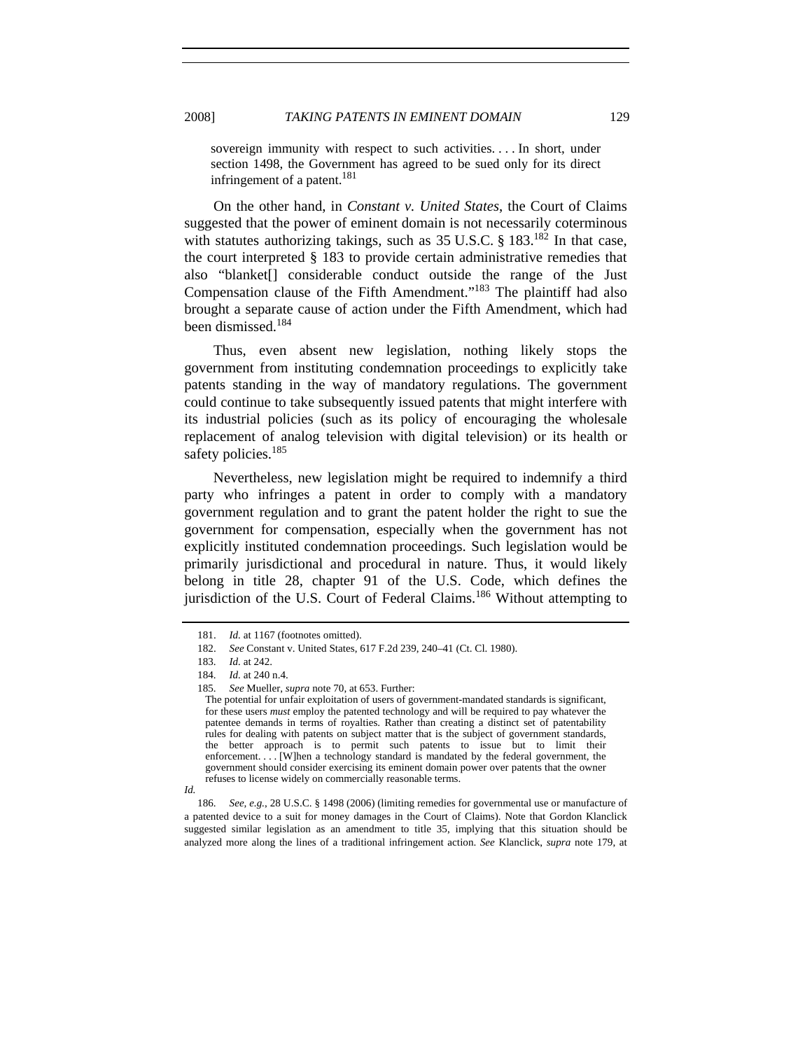sovereign immunity with respect to such activities. . . . In short, under section 1498, the Government has agreed to be sued only for its direct infringement of a patent.[181]

On the other hand, in *Constant v. United States*, the Court of Claims suggested that the power of eminent domain is not necessarily coterminous with statutes authorizing takings, such as 35 U.S.C. § 183.[182] In that case, the court interpreted § 183 to provide certain administrative remedies that also "blanket[] considerable conduct outside the range of the Just Compensation clause of the Fifth Amendment."[183] The plaintiff had also brought a separate cause of action under the Fifth Amendment, which had been dismissed.[184]

Thus, even absent new legislation, nothing likely stops the government from instituting condemnation proceedings to explicitly take patents standing in the way of mandatory regulations. The government could continue to take subsequently issued patents that might interfere with its industrial policies (such as its policy of encouraging the wholesale replacement of analog television with digital television) or its health or safety policies.[185]

Nevertheless, new legislation might be required to indemnify a third party who infringes a patent in order to comply with a mandatory government regulation and to grant the patent holder the right to sue the government for compensation, especially when the government has not explicitly instituted condemnation proceedings. Such legislation would be primarily jurisdictional and procedural in nature. Thus, it would likely belong in title 28, chapter 91 of the U.S. Code, which defines the jurisdiction of the U.S. Court of Federal Claims.[186] Without attempting to

---

181. *Id.* at 1167 (footnotes omitted).

182. *See* Constant v. United States, 617 F.2d 239, 240–41 (Ct. Cl. 1980).

183. *Id.* at 242.

184. *Id.* at 240 n.4.

185. *See* Mueller, *supra* note 70, at 653. Further:

> The potential for unfair exploitation of users of government-mandated standards is significant, for these users *must* employ the patented technology and will be required to pay whatever the patentee demands in terms of royalties. Rather than creating a distinct set of patentability rules for dealing with patents on subject matter that is the subject of government standards, the better approach is to permit such patents to issue but to limit their enforcement. . . . [W]hen a technology standard is mandated by the federal government, the government should consider exercising its eminent domain power over patents that the owner refuses to license widely on commercially reasonable terms.

*Id.*

186. *See, e.g.*, 28 U.S.C. § 1498 (2006) (limiting remedies for governmental use or manufacture of a patented device to a suit for money damages in the Court of Claims). Note that Gordon Klanclick suggested similar legislation as an amendment to title 35, implying that this situation should be analyzed more along the lines of a traditional infringement action. *See* Klanclick, *supra* note 179, at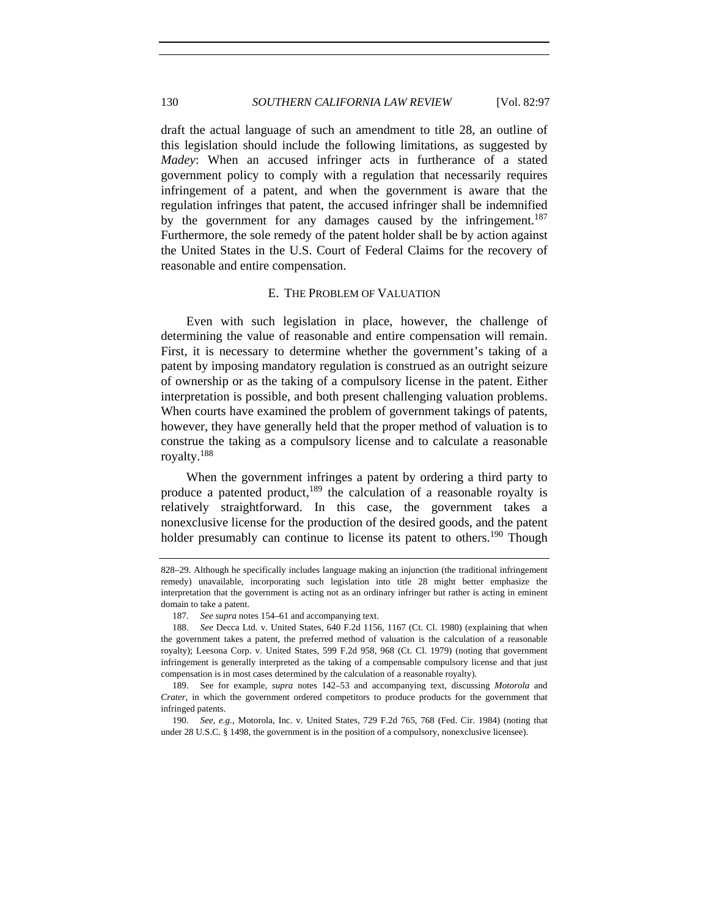draft the actual language of such an amendment to title 28, an outline of this legislation should include the following limitations, as suggested by *Madey*: When an accused infringer acts in furtherance of a stated government policy to comply with a regulation that necessarily requires infringement of a patent, and when the government is aware that the regulation infringes that patent, the accused infringer shall be indemnified by the government for any damages caused by the infringement.[187] Furthermore, the sole remedy of the patent holder shall be by action against the United States in the U.S. Court of Federal Claims for the recovery of reasonable and entire compensation.

### E. The Problem of Valuation

Even with such legislation in place, however, the challenge of determining the value of reasonable and entire compensation will remain. First, it is necessary to determine whether the government's taking of a patent by imposing mandatory regulation is construed as an outright seizure of ownership or as the taking of a compulsory license in the patent. Either interpretation is possible, and both present challenging valuation problems. When courts have examined the problem of government takings of patents, however, they have generally held that the proper method of valuation is to construe the taking as a compulsory license and to calculate a reasonable royalty.[188]

When the government infringes a patent by ordering a third party to produce a patented product,[189] the calculation of a reasonable royalty is relatively straightforward. In this case, the government takes a nonexclusive license for the production of the desired goods, and the patent holder presumably can continue to license its patent to others.[190] Though

---

828–29. Although he specifically includes language making an injunction (the traditional infringement remedy) unavailable, incorporating such legislation into title 28 might better emphasize the interpretation that the government is acting not as an ordinary infringer but rather is acting in eminent domain to take a patent.

187. *See supra* notes 154–61 and accompanying text.

188. *See* Decca Ltd. v. United States, 640 F.2d 1156, 1167 (Ct. Cl. 1980) (explaining that when the government takes a patent, the preferred method of valuation is the calculation of a reasonable royalty); Leesona Corp. v. United States, 599 F.2d 958, 968 (Ct. Cl. 1979) (noting that government infringement is generally interpreted as the taking of a compensable compulsory license and that just compensation is in most cases determined by the calculation of a reasonable royalty).

189. See for example, *supra* notes 142–53 and accompanying text, discussing *Motorola* and *Crater*, in which the government ordered competitors to produce products for the government that infringed patents.

190. *See, e.g.*, Motorola, Inc. v. United States, 729 F.2d 765, 768 (Fed. Cir. 1984) (noting that under 28 U.S.C. § 1498, the government is in the position of a compulsory, nonexclusive licensee).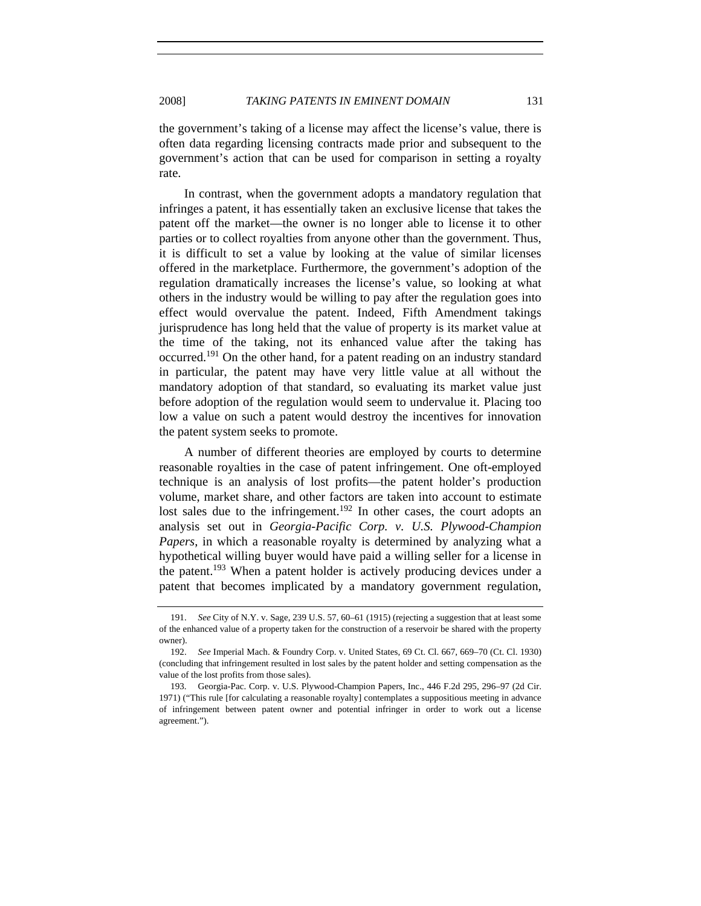the government's taking of a license may affect the license's value, there is often data regarding licensing contracts made prior and subsequent to the government's action that can be used for comparison in setting a royalty rate.

In contrast, when the government adopts a mandatory regulation that infringes a patent, it has essentially taken an exclusive license that takes the patent off the market—the owner is no longer able to license it to other parties or to collect royalties from anyone other than the government. Thus, it is difficult to set a value by looking at the value of similar licenses offered in the marketplace. Furthermore, the government's adoption of the regulation dramatically increases the license's value, so looking at what others in the industry would be willing to pay after the regulation goes into effect would overvalue the patent. Indeed, Fifth Amendment takings jurisprudence has long held that the value of property is its market value at the time of the taking, not its enhanced value after the taking has occurred.[191] On the other hand, for a patent reading on an industry standard in particular, the patent may have very little value at all without the mandatory adoption of that standard, so evaluating its market value just before adoption of the regulation would seem to undervalue it. Placing too low a value on such a patent would destroy the incentives for innovation the patent system seeks to promote.

A number of different theories are employed by courts to determine reasonable royalties in the case of patent infringement. One oft-employed technique is an analysis of lost profits—the patent holder's production volume, market share, and other factors are taken into account to estimate lost sales due to the infringement.[192] In other cases, the court adopts an analysis set out in *Georgia-Pacific Corp. v. U.S. Plywood-Champion Papers*, in which a reasonable royalty is determined by analyzing what a hypothetical willing buyer would have paid a willing seller for a license in the patent.[193] When a patent holder is actively producing devices under a patent that becomes implicated by a mandatory government regulation,

---

191. *See* City of N.Y. v. Sage, 239 U.S. 57, 60–61 (1915) (rejecting a suggestion that at least some of the enhanced value of a property taken for the construction of a reservoir be shared with the property owner).

192. *See* Imperial Mach. & Foundry Corp. v. United States, 69 Ct. Cl. 667, 669–70 (Ct. Cl. 1930) (concluding that infringement resulted in lost sales by the patent holder and setting compensation as the value of the lost profits from those sales).

193. Georgia-Pac. Corp. v. U.S. Plywood-Champion Papers, Inc., 446 F.2d 295, 296–97 (2d Cir. 1971) ("This rule [for calculating a reasonable royalty] contemplates a suppositious meeting in advance of infringement between patent owner and potential infringer in order to work out a license agreement.").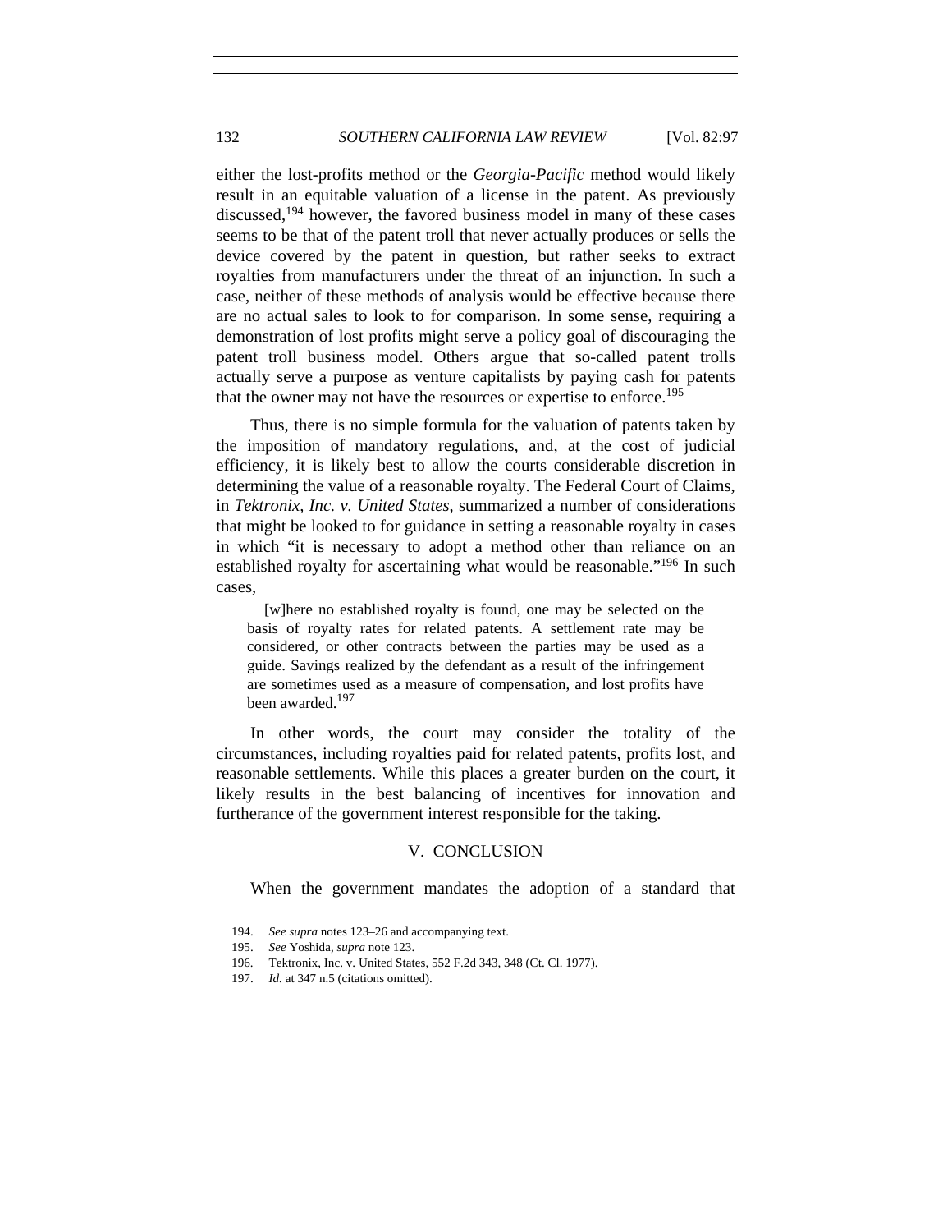either the lost-profits method or the *Georgia-Pacific* method would likely result in an equitable valuation of a license in the patent. As previously discussed,[194] however, the favored business model in many of these cases seems to be that of the patent troll that never actually produces or sells the device covered by the patent in question, but rather seeks to extract royalties from manufacturers under the threat of an injunction. In such a case, neither of these methods of analysis would be effective because there are no actual sales to look to for comparison. In some sense, requiring a demonstration of lost profits might serve a policy goal of discouraging the patent troll business model. Others argue that so-called patent trolls actually serve a purpose as venture capitalists by paying cash for patents that the owner may not have the resources or expertise to enforce.[195]

Thus, there is no simple formula for the valuation of patents taken by the imposition of mandatory regulations, and, at the cost of judicial efficiency, it is likely best to allow the courts considerable discretion in determining the value of a reasonable royalty. The Federal Court of Claims, in *Tektronix, Inc. v. United States*, summarized a number of considerations that might be looked to for guidance in setting a reasonable royalty in cases in which "it is necessary to adopt a method other than reliance on an established royalty for ascertaining what would be reasonable."[196] In such cases,

> [w]here no established royalty is found, one may be selected on the basis of royalty rates for related patents. A settlement rate may be considered, or other contracts between the parties may be used as a guide. Savings realized by the defendant as a result of the infringement are sometimes used as a measure of compensation, and lost profits have been awarded.[197]

In other words, the court may consider the totality of the circumstances, including royalties paid for related patents, profits lost, and reasonable settlements. While this places a greater burden on the court, it likely results in the best balancing of incentives for innovation and furtherance of the government interest responsible for the taking.

## V. CONCLUSION

When the government mandates the adoption of a standard that

---

194. *See supra* notes 123–26 and accompanying text.

195. *See* Yoshida, *supra* note 123.

196. Tektronix, Inc. v. United States, 552 F.2d 343, 348 (Ct. Cl. 1977).

197. *Id.* at 347 n.5 (citations omitted).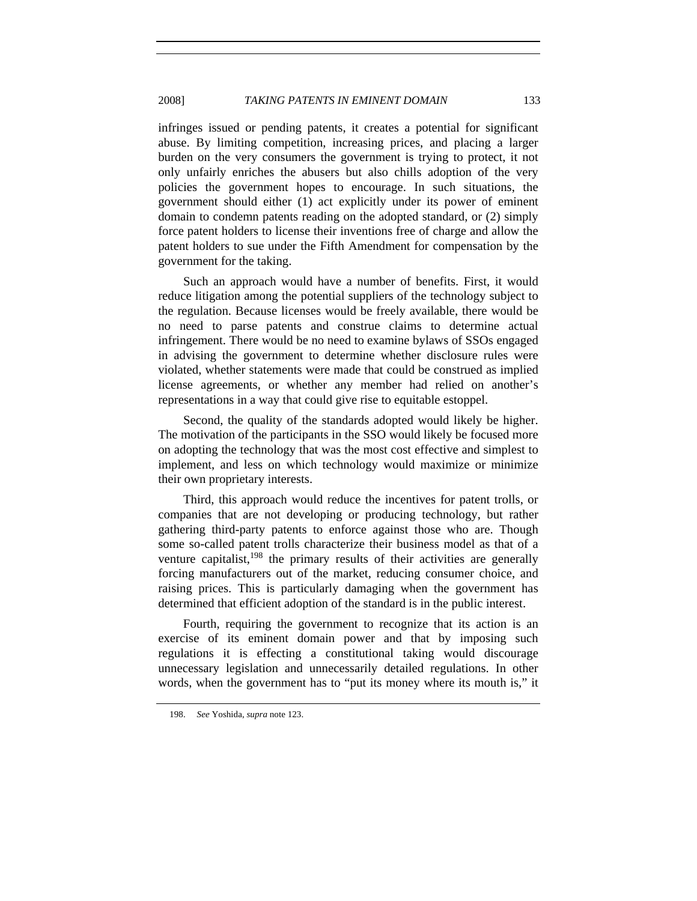infringes issued or pending patents, it creates a potential for significant abuse. By limiting competition, increasing prices, and placing a larger burden on the very consumers the government is trying to protect, it not only unfairly enriches the abusers but also chills adoption of the very policies the government hopes to encourage. In such situations, the government should either (1) act explicitly under its power of eminent domain to condemn patents reading on the adopted standard, or (2) simply force patent holders to license their inventions free of charge and allow the patent holders to sue under the Fifth Amendment for compensation by the government for the taking.

Such an approach would have a number of benefits. First, it would reduce litigation among the potential suppliers of the technology subject to the regulation. Because licenses would be freely available, there would be no need to parse patents and construe claims to determine actual infringement. There would be no need to examine bylaws of SSOs engaged in advising the government to determine whether disclosure rules were violated, whether statements were made that could be construed as implied license agreements, or whether any member had relied on another's representations in a way that could give rise to equitable estoppel.

Second, the quality of the standards adopted would likely be higher. The motivation of the participants in the SSO would likely be focused more on adopting the technology that was the most cost effective and simplest to implement, and less on which technology would maximize or minimize their own proprietary interests.

Third, this approach would reduce the incentives for patent trolls, or companies that are not developing or producing technology, but rather gathering third-party patents to enforce against those who are. Though some so-called patent trolls characterize their business model as that of a venture capitalist,[198] the primary results of their activities are generally forcing manufacturers out of the market, reducing consumer choice, and raising prices. This is particularly damaging when the government has determined that efficient adoption of the standard is in the public interest.

Fourth, requiring the government to recognize that its action is an exercise of its eminent domain power and that by imposing such regulations it is effecting a constitutional taking would discourage unnecessary legislation and unnecessarily detailed regulations. In other words, when the government has to "put its money where its mouth is," it

198. *See* Yoshida, *supra* note 123.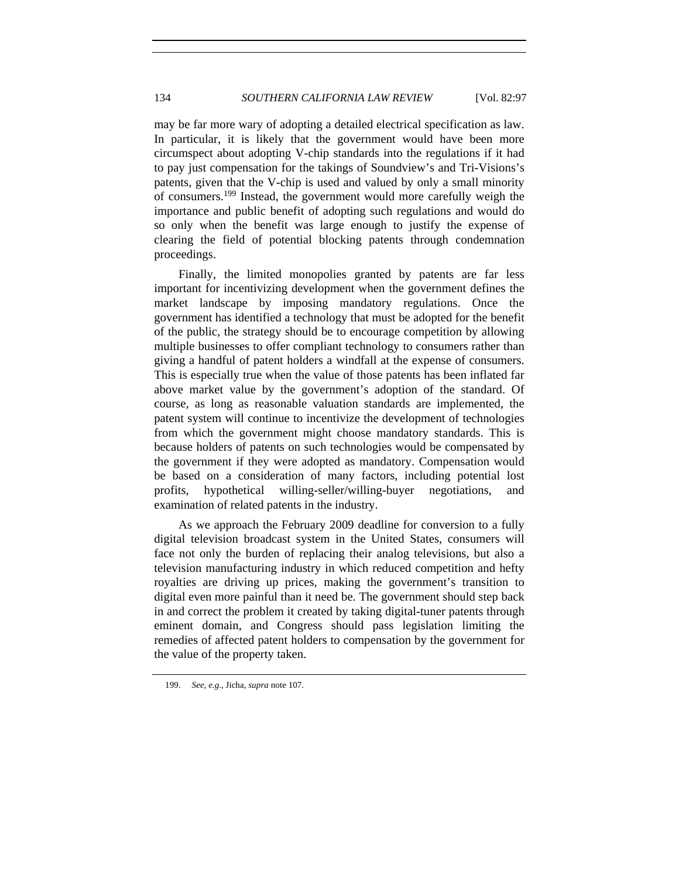may be far more wary of adopting a detailed electrical specification as law. In particular, it is likely that the government would have been more circumspect about adopting V-chip standards into the regulations if it had to pay just compensation for the takings of Soundview's and Tri-Visions's patents, given that the V-chip is used and valued by only a small minority of consumers.[199] Instead, the government would more carefully weigh the importance and public benefit of adopting such regulations and would do so only when the benefit was large enough to justify the expense of clearing the field of potential blocking patents through condemnation proceedings.

Finally, the limited monopolies granted by patents are far less important for incentivizing development when the government defines the market landscape by imposing mandatory regulations. Once the government has identified a technology that must be adopted for the benefit of the public, the strategy should be to encourage competition by allowing multiple businesses to offer compliant technology to consumers rather than giving a handful of patent holders a windfall at the expense of consumers. This is especially true when the value of those patents has been inflated far above market value by the government's adoption of the standard. Of course, as long as reasonable valuation standards are implemented, the patent system will continue to incentivize the development of technologies from which the government might choose mandatory standards. This is because holders of patents on such technologies would be compensated by the government if they were adopted as mandatory. Compensation would be based on a consideration of many factors, including potential lost profits, hypothetical willing-seller/willing-buyer negotiations, and examination of related patents in the industry.

As we approach the February 2009 deadline for conversion to a fully digital television broadcast system in the United States, consumers will face not only the burden of replacing their analog televisions, but also a television manufacturing industry in which reduced competition and hefty royalties are driving up prices, making the government's transition to digital even more painful than it need be. The government should step back in and correct the problem it created by taking digital-tuner patents through eminent domain, and Congress should pass legislation limiting the remedies of affected patent holders to compensation by the government for the value of the property taken.

---

199. *See, e.g.*, Jicha, *supra* note 107.